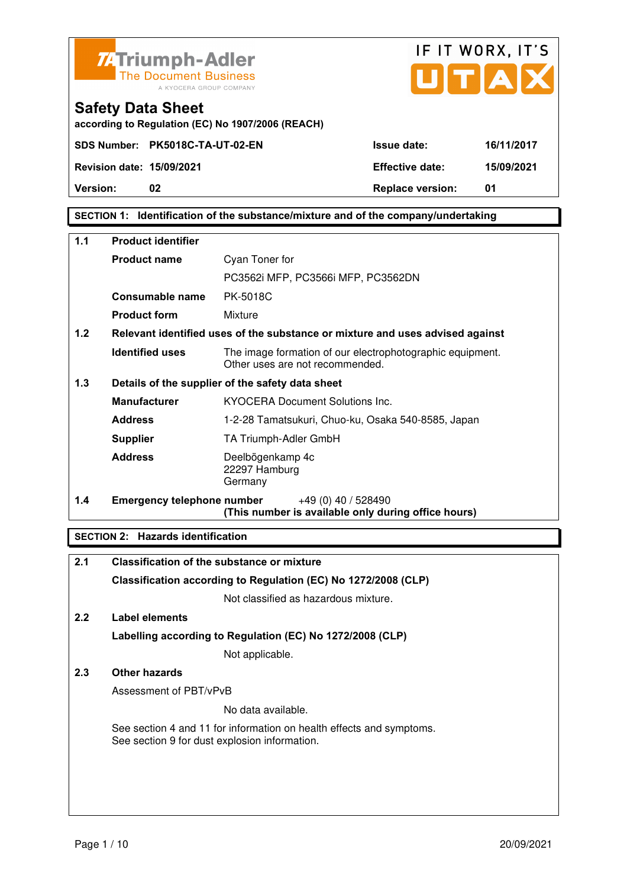TA Triumph-Adler
The Document Business
A KYOCERA GROUP COMPANY

IF IT WORX, IT'S UTAX

# Safety Data Sheet

**according to Regulation (EC) No 1907/2006 (REACH)**

| | | | |
|---|---|---|---|
| **SDS Number:** | **PK5018C-TA-UT-02-EN** | **Issue date:** | **16/11/2017** |
| **Revision date:** | **15/09/2021** | **Effective date:** | **15/09/2021** |
| **Version:** | **02** | **Replace version:** | **01** |

## SECTION 1: Identification of the substance/mixture and of the company/undertaking

**1.1 Product identifier**

| | |
|---|---|
| **Product name** | Cyan Toner for PC3562i MFP, PC3566i MFP, PC3562DN |
| **Consumable name** | PK-5018C |
| **Product form** | Mixture |

**1.2 Relevant identified uses of the substance or mixture and uses advised against**

| | |
|---|---|
| **Identified uses** | The image formation of our electrophotographic equipment. Other uses are not recommended. |

**1.3 Details of the supplier of the safety data sheet**

| | |
|---|---|
| **Manufacturer** | KYOCERA Document Solutions Inc. |
| **Address** | 1-2-28 Tamatsukuri, Chuo-ku, Osaka 540-8585, Japan |
| **Supplier** | TA Triumph-Adler GmbH |
| **Address** | Deelbögenkamp 4c<br>22297 Hamburg<br>Germany |

**1.4 Emergency telephone number** +49 (0) 40 / 528490
**(This number is available only during office hours)**

## SECTION 2: Hazards identification

**2.1 Classification of the substance or mixture**

**Classification according to Regulation (EC) No 1272/2008 (CLP)**

Not classified as hazardous mixture.

**2.2 Label elements**

**Labelling according to Regulation (EC) No 1272/2008 (CLP)**

Not applicable.

**2.3 Other hazards**

Assessment of PBT/vPvB

No data available.

See section 4 and 11 for information on health effects and symptoms.
See section 9 for dust explosion information.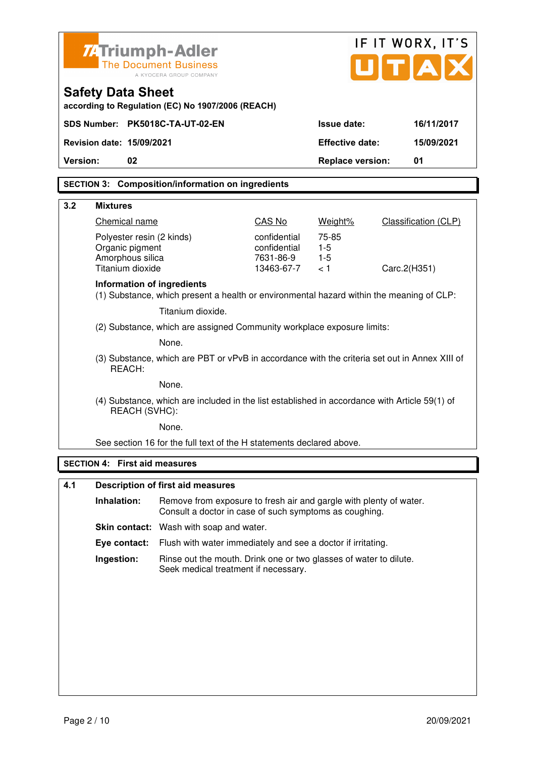**Safety Data Sheet**
according to Regulation (EC) No 1907/2006 (REACH)

| | | | |
|---|---|---|---|
| **SDS Number:** | **PK5018C-TA-UT-02-EN** | **Issue date:** | **16/11/2017** |
| **Revision date:** | **15/09/2021** | **Effective date:** | **15/09/2021** |
| **Version:** | **02** | **Replace version:** | **01** |

## SECTION 3: Composition/information on ingredients

### 3.2 Mixtures

| Chemical name | CAS No | Weight% | Classification (CLP) |
|---|---|---|---|
| Polyester resin (2 kinds) | confidential | 75-85 | |
| Organic pigment | confidential | 1-5 | |
| Amorphous silica | 7631-86-9 | 1-5 | |
| Titanium dioxide | 13463-67-7 | < 1 | Carc.2(H351) |

**Information of ingredients**

(1) Substance, which present a health or environmental hazard within the meaning of CLP:

Titanium dioxide.

(2) Substance, which are assigned Community workplace exposure limits:

None.

(3) Substance, which are PBT or vPvB in accordance with the criteria set out in Annex XIII of REACH:

None.

(4) Substance, which are included in the list established in accordance with Article 59(1) of REACH (SVHC):

None.

See section 16 for the full text of the H statements declared above.

## SECTION 4: First aid measures

### 4.1 Description of first aid measures

**Inhalation:** Remove from exposure to fresh air and gargle with plenty of water. Consult a doctor in case of such symptoms as coughing.

**Skin contact:** Wash with soap and water.

**Eye contact:** Flush with water immediately and see a doctor if irritating.

**Ingestion:** Rinse out the mouth. Drink one or two glasses of water to dilute. Seek medical treatment if necessary.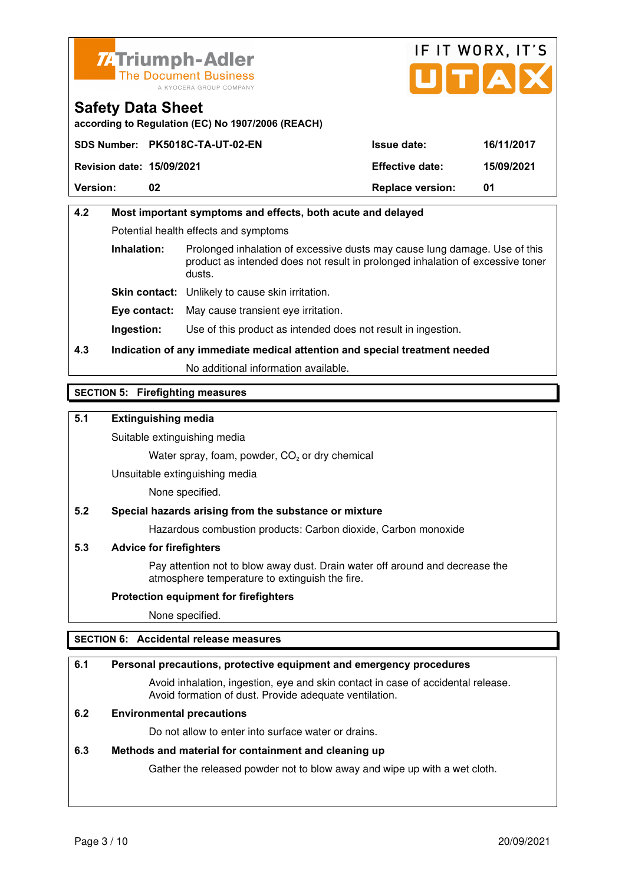**Safety Data Sheet**
according to Regulation (EC) No 1907/2006 (REACH)

| | | | |
|---|---|---|---|
| **SDS Number:** | **PK5018C-TA-UT-02-EN** | **Issue date:** | **16/11/2017** |
| **Revision date:** | **15/09/2021** | **Effective date:** | **15/09/2021** |
| **Version:** | **02** | **Replace version:** | **01** |

### 4.2 Most important symptoms and effects, both acute and delayed

Potential health effects and symptoms

**Inhalation:** Prolonged inhalation of excessive dusts may cause lung damage. Use of this product as intended does not result in prolonged inhalation of excessive toner dusts.

**Skin contact:** Unlikely to cause skin irritation.

**Eye contact:** May cause transient eye irritation.

**Ingestion:** Use of this product as intended does not result in ingestion.

### 4.3 Indication of any immediate medical attention and special treatment needed

No additional information available.

## SECTION 5: Firefighting measures

### 5.1 Extinguishing media

Suitable extinguishing media

Water spray, foam, powder, $CO_2$ or dry chemical

Unsuitable extinguishing media

None specified.

### 5.2 Special hazards arising from the substance or mixture

Hazardous combustion products: Carbon dioxide, Carbon monoxide

### 5.3 Advice for firefighters

Pay attention not to blow away dust. Drain water off around and decrease the atmosphere temperature to extinguish the fire.

**Protection equipment for firefighters**

None specified.

## SECTION 6: Accidental release measures

### 6.1 Personal precautions, protective equipment and emergency procedures

Avoid inhalation, ingestion, eye and skin contact in case of accidental release. Avoid formation of dust. Provide adequate ventilation.

### 6.2 Environmental precautions

Do not allow to enter into surface water or drains.

### 6.3 Methods and material for containment and cleaning up

Gather the released powder not to blow away and wipe up with a wet cloth.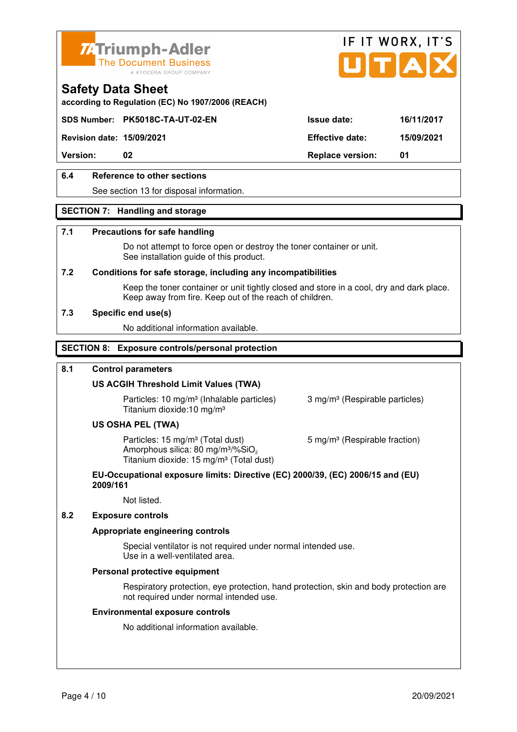Triumph-Adler
The Document Business
A KYOCERA GROUP COMPANY

IF IT WORX, IT'S UTAX

# Safety Data Sheet

**according to Regulation (EC) No 1907/2006 (REACH)**

| | | | |
|---|---|---|---|
| **SDS Number:** | **PK5018C-TA-UT-02-EN** | **Issue date:** | **16/11/2017** |
| **Revision date:** | **15/09/2021** | **Effective date:** | **15/09/2021** |
| **Version:** | **02** | **Replace version:** | **01** |

### 6.4 Reference to other sections

See section 13 for disposal information.

## SECTION 7: Handling and storage

### 7.1 Precautions for safe handling

Do not attempt to force open or destroy the toner container or unit.
See installation guide of this product.

### 7.2 Conditions for safe storage, including any incompatibilities

Keep the toner container or unit tightly closed and store in a cool, dry and dark place.
Keep away from fire. Keep out of the reach of children.

### 7.3 Specific end use(s)

No additional information available.

## SECTION 8: Exposure controls/personal protection

### 8.1 Control parameters

**US ACGIH Threshold Limit Values (TWA)**

Particles: 10 mg/m³ (Inhalable particles) 3 mg/m³ (Respirable particles)
Titanium dioxide:10 mg/m³

**US OSHA PEL (TWA)**

Particles: 15 mg/m³ (Total dust) 5 mg/m³ (Respirable fraction)
Amorphous silica: 80 mg/m³/%$SiO_2$
Titanium dioxide: 15 mg/m³ (Total dust)

**EU-Occupational exposure limits: Directive (EC) 2000/39, (EC) 2006/15 and (EU) 2009/161**

Not listed.

### 8.2 Exposure controls

**Appropriate engineering controls**

Special ventilator is not required under normal intended use.
Use in a well-ventilated area.

**Personal protective equipment**

Respiratory protection, eye protection, hand protection, skin and body protection are not required under normal intended use.

**Environmental exposure controls**

No additional information available.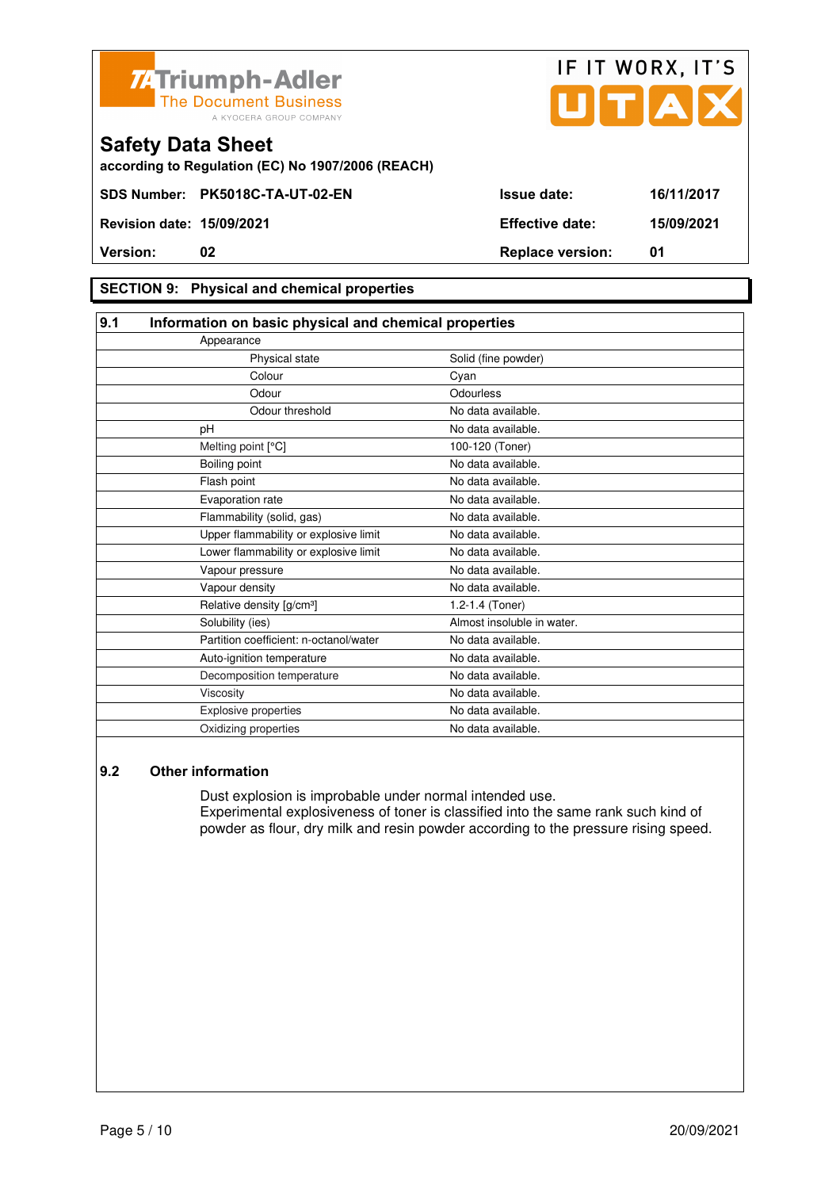# Safety Data Sheet

according to Regulation (EC) No 1907/2006 (REACH)

| | | | |
|---|---|---|---|
| **SDS Number:** | **PK5018C-TA-UT-02-EN** | **Issue date:** | **16/11/2017** |
| **Revision date:** | **15/09/2021** | **Effective date:** | **15/09/2021** |
| **Version:** | **02** | **Replace version:** | **01** |

## SECTION 9: Physical and chemical properties

### 9.1 Information on basic physical and chemical properties

| | |
|---|---|
| Appearance | |
| Physical state | Solid (fine powder) |
| Colour | Cyan |
| Odour | Odourless |
| Odour threshold | No data available. |
| pH | No data available. |
| Melting point [°C] | 100-120 (Toner) |
| Boiling point | No data available. |
| Flash point | No data available. |
| Evaporation rate | No data available. |
| Flammability (solid, gas) | No data available. |
| Upper flammability or explosive limit | No data available. |
| Lower flammability or explosive limit | No data available. |
| Vapour pressure | No data available. |
| Vapour density | No data available. |
| Relative density [g/cm³] | 1.2-1.4 (Toner) |
| Solubility (ies) | Almost insoluble in water. |
| Partition coefficient: n-octanol/water | No data available. |
| Auto-ignition temperature | No data available. |
| Decomposition temperature | No data available. |
| Viscosity | No data available. |
| Explosive properties | No data available. |
| Oxidizing properties | No data available. |

### 9.2 Other information

Dust explosion is improbable under normal intended use.
Experimental explosiveness of toner is classified into the same rank such kind of powder as flour, dry milk and resin powder according to the pressure rising speed.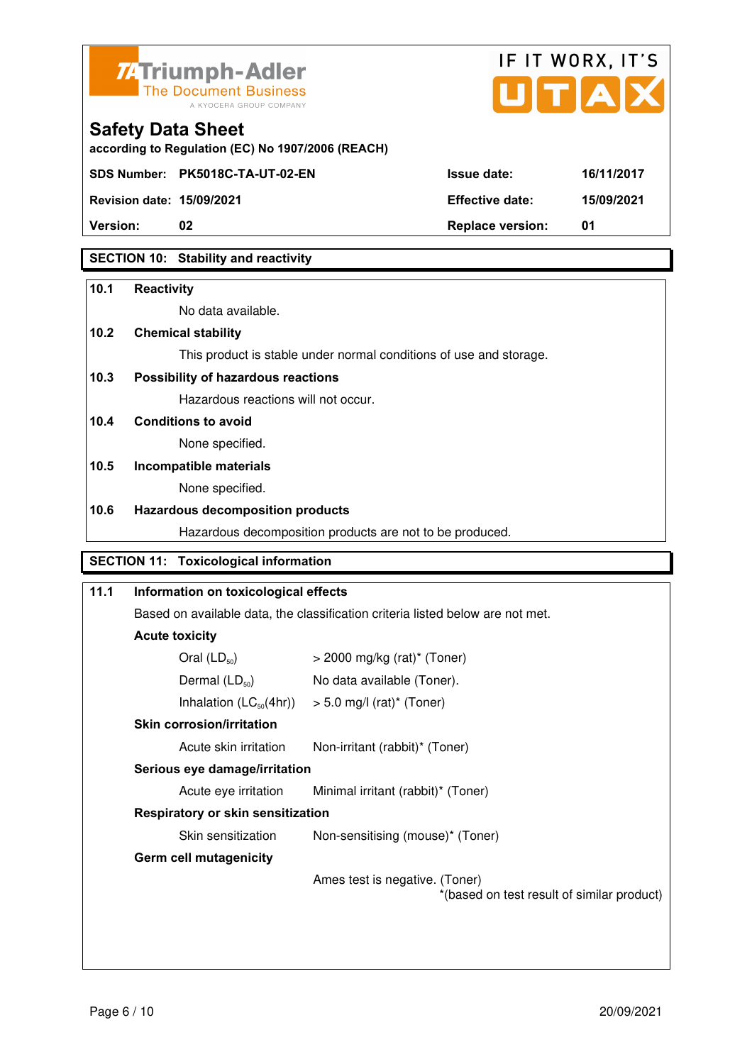**Safety Data Sheet**

according to Regulation (EC) No 1907/2006 (REACH)

| | | | |
|---|---|---|---|
| **SDS Number:** | **PK5018C-TA-UT-02-EN** | **Issue date:** | **16/11/2017** |
| **Revision date:** | **15/09/2021** | **Effective date:** | **15/09/2021** |
| **Version:** | **02** | **Replace version:** | **01** |

## SECTION 10: Stability and reactivity

**10.1 Reactivity**

No data available.

**10.2 Chemical stability**

This product is stable under normal conditions of use and storage.

**10.3 Possibility of hazardous reactions**

Hazardous reactions will not occur.

**10.4 Conditions to avoid**

None specified.

**10.5 Incompatible materials**

None specified.

**10.6 Hazardous decomposition products**

Hazardous decomposition products are not to be produced.

## SECTION 11: Toxicological information

**11.1 Information on toxicological effects**

Based on available data, the classification criteria listed below are not met.

**Acute toxicity**

| | |
|---|---|
| Oral ($LD_{50}$) | > 2000 mg/kg (rat)* (Toner) |
| Dermal ($LD_{50}$) | No data available (Toner). |
| Inhalation ($LC_{50}$(4hr)) | > 5.0 mg/l (rat)* (Toner) |

**Skin corrosion/irritation**

| | |
|---|---|
| Acute skin irritation | Non-irritant (rabbit)* (Toner) |

**Serious eye damage/irritation**

| | |
|---|---|
| Acute eye irritation | Minimal irritant (rabbit)* (Toner) |

**Respiratory or skin sensitization**

| | |
|---|---|
| Skin sensitization | Non-sensitising (mouse)* (Toner) |

**Germ cell mutagenicity**

Ames test is negative. (Toner)

*(based on test result of similar product)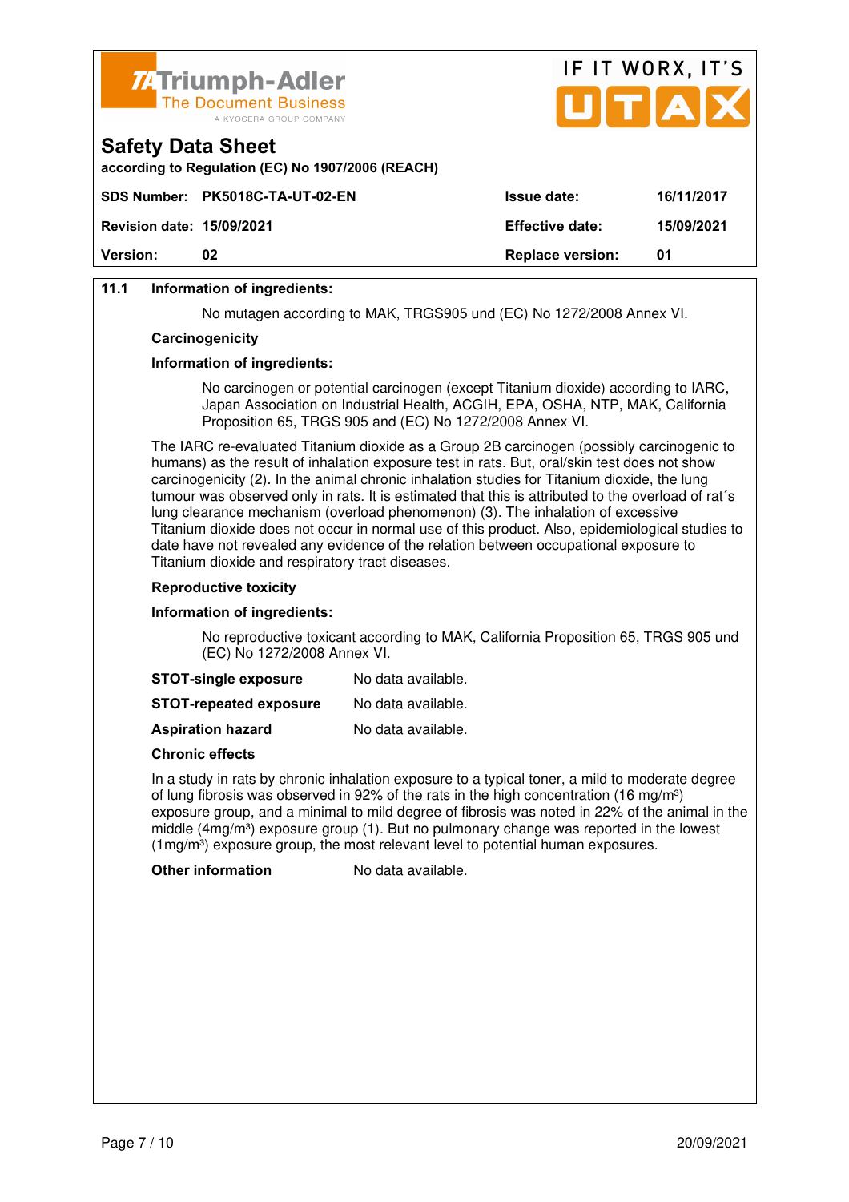## 11.1 Information of ingredients:

No mutagen according to MAK, TRGS905 und (EC) No 1272/2008 Annex VI.

**Carcinogenicity**

**Information of ingredients:**

No carcinogen or potential carcinogen (except Titanium dioxide) according to IARC, Japan Association on Industrial Health, ACGIH, EPA, OSHA, NTP, MAK, California Proposition 65, TRGS 905 and (EC) No 1272/2008 Annex VI.

The IARC re-evaluated Titanium dioxide as a Group 2B carcinogen (possibly carcinogenic to humans) as the result of inhalation exposure test in rats. But, oral/skin test does not show carcinogenicity (2). In the animal chronic inhalation studies for Titanium dioxide, the lung tumour was observed only in rats. It is estimated that this is attributed to the overload of rat´s lung clearance mechanism (overload phenomenon) (3). The inhalation of excessive Titanium dioxide does not occur in normal use of this product. Also, epidemiological studies to date have not revealed any evidence of the relation between occupational exposure to Titanium dioxide and respiratory tract diseases.

**Reproductive toxicity**

**Information of ingredients:**

No reproductive toxicant according to MAK, California Proposition 65, TRGS 905 und (EC) No 1272/2008 Annex VI.

**STOT-single exposure** No data available.

**STOT-repeated exposure** No data available.

**Aspiration hazard** No data available.

**Chronic effects**

In a study in rats by chronic inhalation exposure to a typical toner, a mild to moderate degree of lung fibrosis was observed in 92% of the rats in the high concentration (16 $mg/m^3$) exposure group, and a minimal to mild degree of fibrosis was noted in 22% of the animal in the middle (4$mg/m^3$) exposure group (1). But no pulmonary change was reported in the lowest (1$mg/m^3$) exposure group, the most relevant level to potential human exposures.

**Other information** No data available.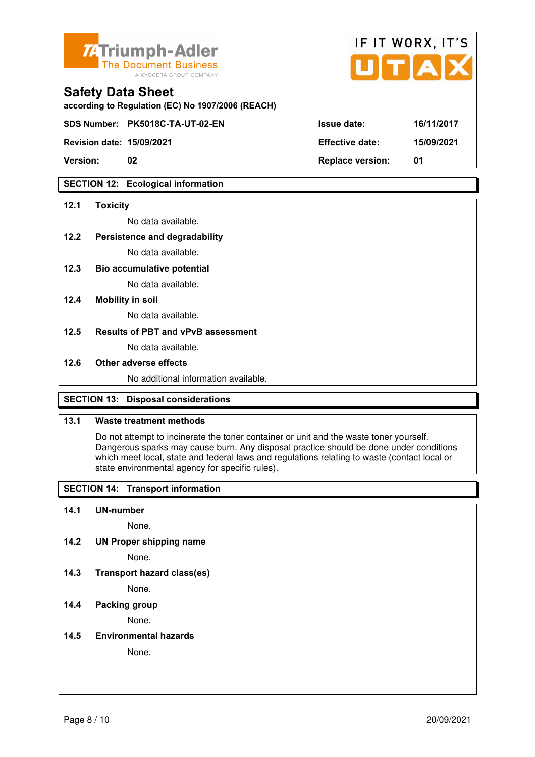## SECTION 12: Ecological information

**12.1 Toxicity**

No data available.

**12.2 Persistence and degradability**

No data available.

**12.3 Bio accumulative potential**

No data available.

**12.4 Mobility in soil**

No data available.

**12.5 Results of PBT and vPvB assessment**

No data available.

**12.6 Other adverse effects**

No additional information available.

## SECTION 13: Disposal considerations

**13.1 Waste treatment methods**

Do not attempt to incinerate the toner container or unit and the waste toner yourself. Dangerous sparks may cause burn. Any disposal practice should be done under conditions which meet local, state and federal laws and regulations relating to waste (contact local or state environmental agency for specific rules).

## SECTION 14: Transport information

**14.1 UN-number**

None.

**14.2 UN Proper shipping name**

None.

**14.3 Transport hazard class(es)**

None.

**14.4 Packing group**

None.

**14.5 Environmental hazards**

None.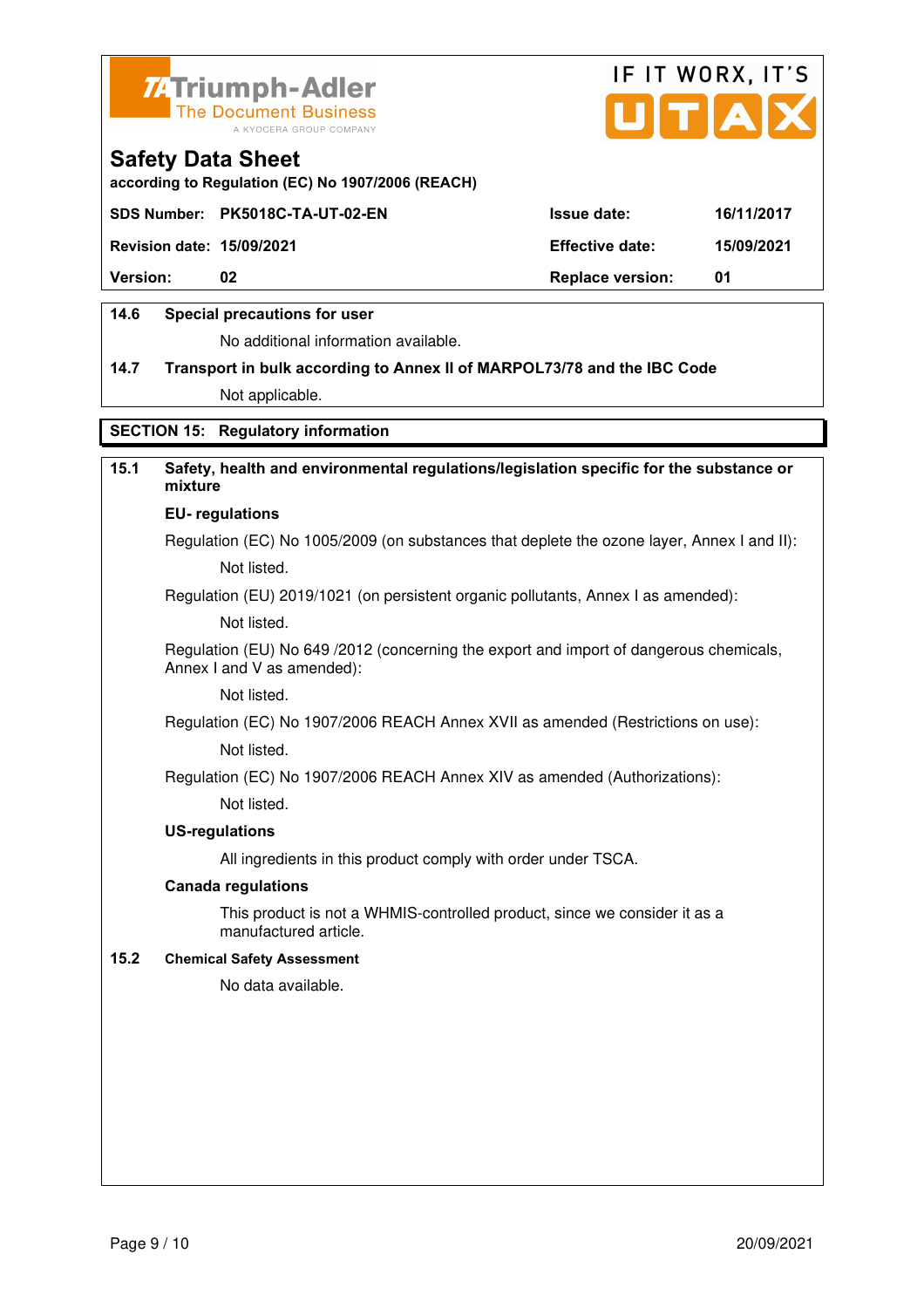**14.6 Special precautions for user**

No additional information available.

**14.7 Transport in bulk according to Annex II of MARPOL73/78 and the IBC Code**

Not applicable.

## SECTION 15: Regulatory information

**15.1 Safety, health and environmental regulations/legislation specific for the substance or mixture**

**EU- regulations**

Regulation (EC) No 1005/2009 (on substances that deplete the ozone layer, Annex I and II):

Not listed.

Regulation (EU) 2019/1021 (on persistent organic pollutants, Annex I as amended):

Not listed.

Regulation (EU) No 649 /2012 (concerning the export and import of dangerous chemicals, Annex I and V as amended):

Not listed.

Regulation (EC) No 1907/2006 REACH Annex XVII as amended (Restrictions on use):

Not listed.

Regulation (EC) No 1907/2006 REACH Annex XIV as amended (Authorizations):

Not listed.

**US-regulations**

All ingredients in this product comply with order under TSCA.

**Canada regulations**

This product is not a WHMIS-controlled product, since we consider it as a manufactured article.

**15.2 Chemical Safety Assessment**

No data available.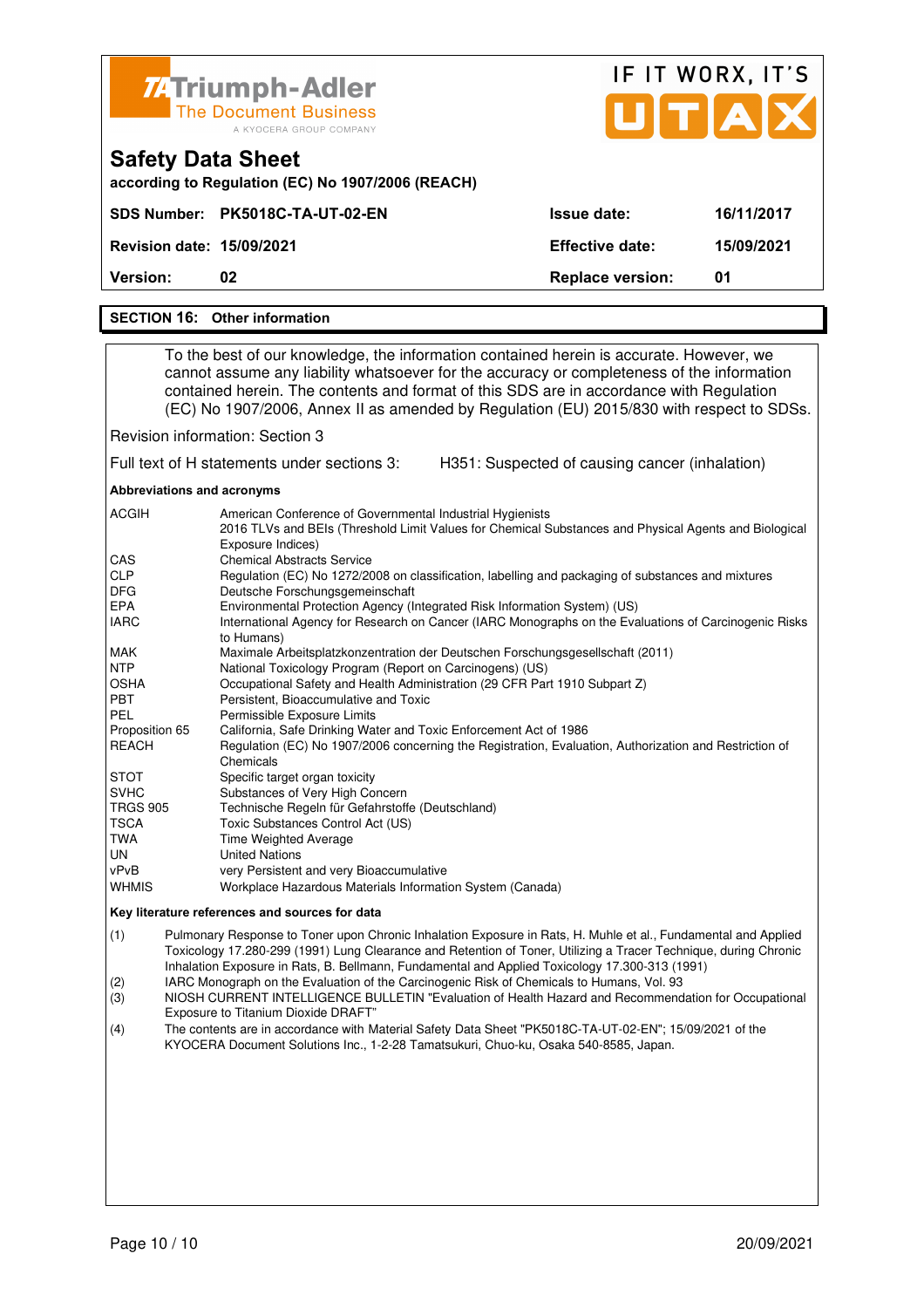## SECTION 16: Other information

To the best of our knowledge, the information contained herein is accurate. However, we cannot assume any liability whatsoever for the accuracy or completeness of the information contained herein. The contents and format of this SDS are in accordance with Regulation (EC) No 1907/2006, Annex II as amended by Regulation (EU) 2015/830 with respect to SDSs.

Revision information: Section 3

Full text of H statements under sections 3: H351: Suspected of causing cancer (inhalation)

**Abbreviations and acronyms**

| | |
|---|---|
| ACGIH | American Conference of Governmental Industrial Hygienists<br>2016 TLVs and BEIs (Threshold Limit Values for Chemical Substances and Physical Agents and Biological Exposure Indices) |
| CAS | Chemical Abstracts Service |
| CLP | Regulation (EC) No 1272/2008 on classification, labelling and packaging of substances and mixtures |
| DFG | Deutsche Forschungsgemeinschaft |
| EPA | Environmental Protection Agency (Integrated Risk Information System) (US) |
| IARC | International Agency for Research on Cancer (IARC Monographs on the Evaluations of Carcinogenic Risks to Humans) |
| MAK | Maximale Arbeitsplatzkonzentration der Deutschen Forschungsgesellschaft (2011) |
| NTP | National Toxicology Program (Report on Carcinogens) (US) |
| OSHA | Occupational Safety and Health Administration (29 CFR Part 1910 Subpart Z) |
| PBT | Persistent, Bioaccumulative and Toxic |
| PEL | Permissible Exposure Limits |
| Proposition 65 | California, Safe Drinking Water and Toxic Enforcement Act of 1986 |
| REACH | Regulation (EC) No 1907/2006 concerning the Registration, Evaluation, Authorization and Restriction of Chemicals |
| STOT | Specific target organ toxicity |
| SVHC | Substances of Very High Concern |
| TRGS 905 | Technische Regeln für Gefahrstoffe (Deutschland) |
| TSCA | Toxic Substances Control Act (US) |
| TWA | Time Weighted Average |
| UN | United Nations |
| vPvB | very Persistent and very Bioaccumulative |
| WHMIS | Workplace Hazardous Materials Information System (Canada) |

**Key literature references and sources for data**

(1) Pulmonary Response to Toner upon Chronic Inhalation Exposure in Rats, H. Muhle et al., Fundamental and Applied Toxicology 17.280-299 (1991) Lung Clearance and Retention of Toner, Utilizing a Tracer Technique, during Chronic Inhalation Exposure in Rats, B. Bellmann, Fundamental and Applied Toxicology 17.300-313 (1991)

(2) IARC Monograph on the Evaluation of the Carcinogenic Risk of Chemicals to Humans, Vol. 93

(3) NIOSH CURRENT INTELLIGENCE BULLETIN "Evaluation of Health Hazard and Recommendation for Occupational Exposure to Titanium Dioxide DRAFT"

(4) The contents are in accordance with Material Safety Data Sheet "PK5018C-TA-UT-02-EN"; 15/09/2021 of the KYOCERA Document Solutions Inc., 1-2-28 Tamatsukuri, Chuo-ku, Osaka 540-8585, Japan.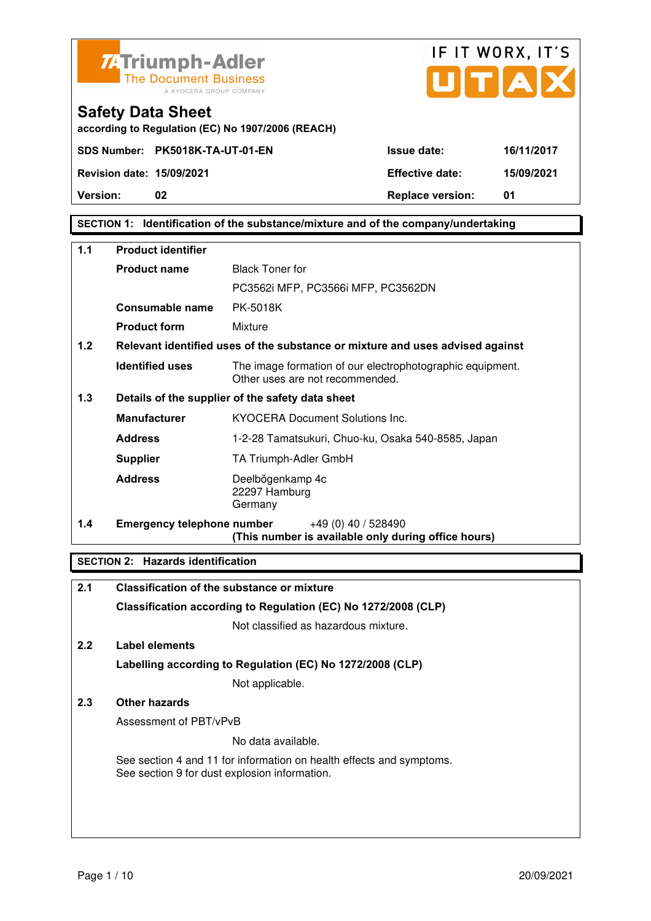Triumph-Adler
The Document Business
A KYOCERA GROUP COMPANY

IF IT WORX, IT'S UTAX

# Safety Data Sheet

according to Regulation (EC) No 1907/2006 (REACH)

| | | | |
|---|---|---|---|
| **SDS Number:** | **PK5018K-TA-UT-01-EN** | **Issue date:** | **16/11/2017** |
| **Revision date:** | **15/09/2021** | **Effective date:** | **15/09/2021** |
| **Version:** | **02** | **Replace version:** | **01** |

## SECTION 1: Identification of the substance/mixture and of the company/undertaking

**1.1 Product identifier**

| | |
|---|---|
| **Product name** | Black Toner for PC3562i MFP, PC3566i MFP, PC3562DN |
| **Consumable name** | PK-5018K |
| **Product form** | Mixture |

**1.2 Relevant identified uses of the substance or mixture and uses advised against**

| | |
|---|---|
| **Identified uses** | The image formation of our electrophotographic equipment. Other uses are not recommended. |

**1.3 Details of the supplier of the safety data sheet**

| | |
|---|---|
| **Manufacturer** | KYOCERA Document Solutions Inc. |
| **Address** | 1-2-28 Tamatsukuri, Chuo-ku, Osaka 540-8585, Japan |
| **Supplier** | TA Triumph-Adler GmbH |
| **Address** | Deelbögenkamp 4c<br>22297 Hamburg<br>Germany |

**1.4 Emergency telephone number** +49 (0) 40 / 528490
**(This number is available only during office hours)**

## SECTION 2: Hazards identification

**2.1 Classification of the substance or mixture**

**Classification according to Regulation (EC) No 1272/2008 (CLP)**

Not classified as hazardous mixture.

**2.2 Label elements**

**Labelling according to Regulation (EC) No 1272/2008 (CLP)**

Not applicable.

**2.3 Other hazards**

Assessment of PBT/vPvB

No data available.

See section 4 and 11 for information on health effects and symptoms.
See section 9 for dust explosion information.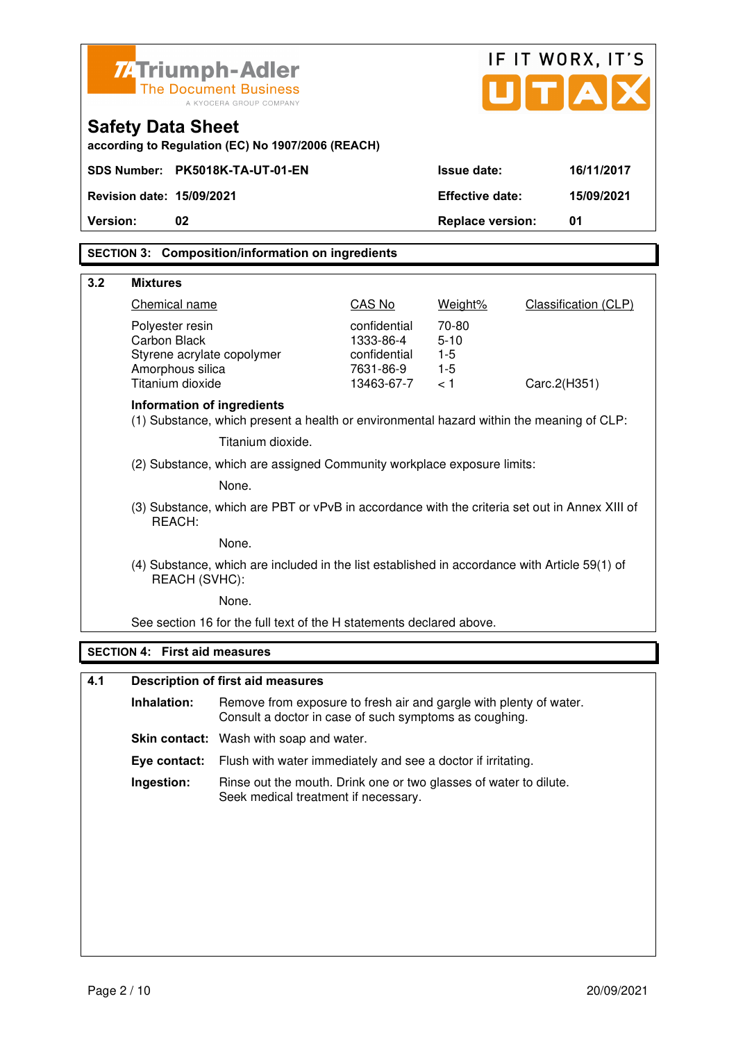Triumph-Adler
The Document Business
A KYOCERA GROUP COMPANY

IF IT WORX, IT'S UTAX

# Safety Data Sheet

**according to Regulation (EC) No 1907/2006 (REACH)**

| | | | |
|---|---|---|---|
| **SDS Number:** | **PK5018K-TA-UT-01-EN** | **Issue date:** | **16/11/2017** |
| **Revision date:** | **15/09/2021** | **Effective date:** | **15/09/2021** |
| **Version:** | **02** | **Replace version:** | **01** |

## SECTION 3: Composition/information on ingredients

### 3.2 Mixtures

| Chemical name | CAS No | Weight% | Classification (CLP) |
|---|---|---|---|
| Polyester resin | confidential | 70-80 | |
| Carbon Black | 1333-86-4 | 5-10 | |
| Styrene acrylate copolymer | confidential | 1-5 | |
| Amorphous silica | 7631-86-9 | 1-5 | |
| Titanium dioxide | 13463-67-7 | < 1 | Carc.2(H351) |

**Information of ingredients**

(1) Substance, which present a health or environmental hazard within the meaning of CLP:

Titanium dioxide.

(2) Substance, which are assigned Community workplace exposure limits:

None.

(3) Substance, which are PBT or vPvB in accordance with the criteria set out in Annex XIII of REACH:

None.

(4) Substance, which are included in the list established in accordance with Article 59(1) of REACH (SVHC):

None.

See section 16 for the full text of the H statements declared above.

## SECTION 4: First aid measures

### 4.1 Description of first aid measures

**Inhalation:** Remove from exposure to fresh air and gargle with plenty of water. Consult a doctor in case of such symptoms as coughing.

**Skin contact:** Wash with soap and water.

**Eye contact:** Flush with water immediately and see a doctor if irritating.

**Ingestion:** Rinse out the mouth. Drink one or two glasses of water to dilute. Seek medical treatment if necessary.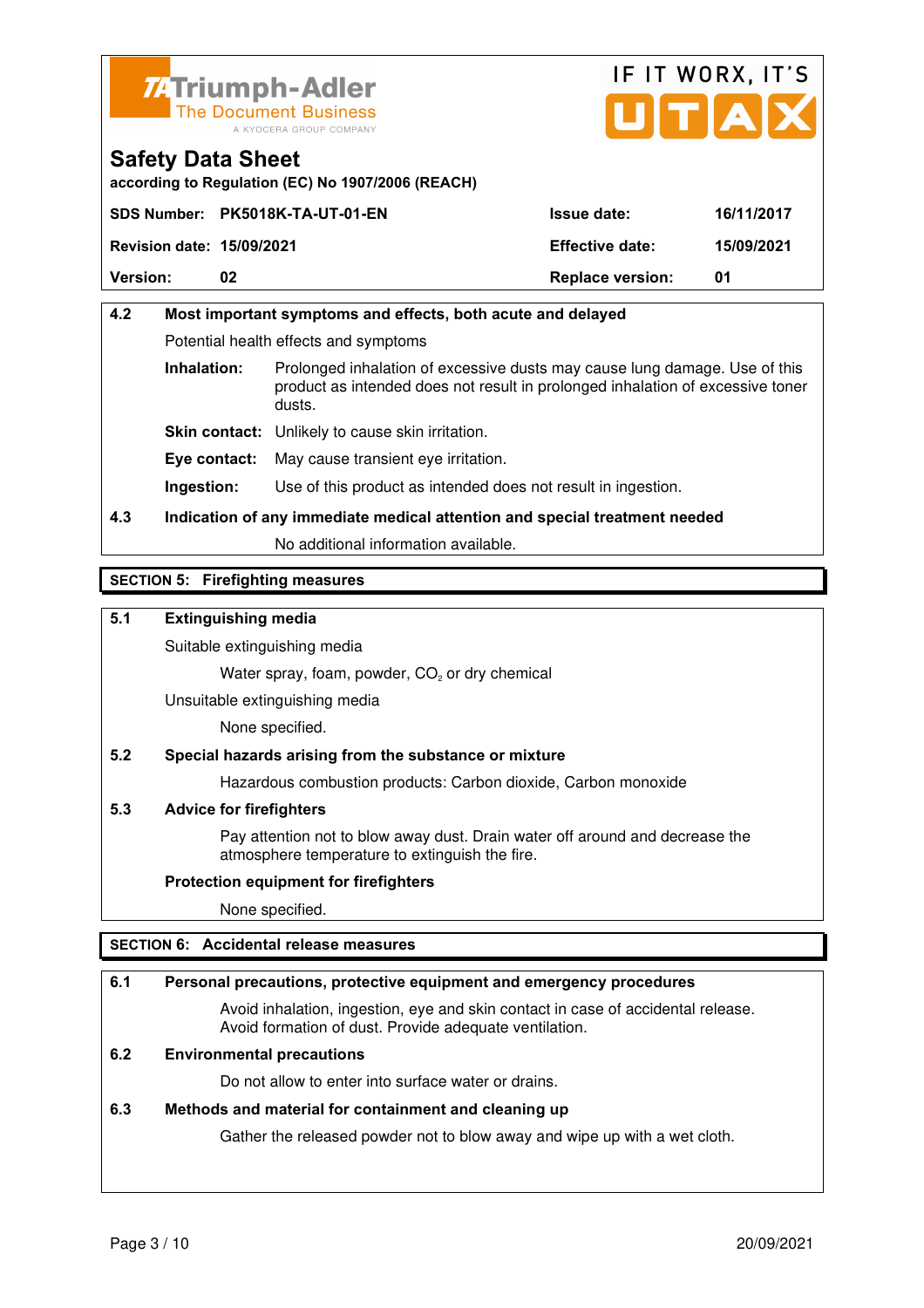**4.2 Most important symptoms and effects, both acute and delayed**

Potential health effects and symptoms

| | |
|---|---|
| **Inhalation:** | Prolonged inhalation of excessive dusts may cause lung damage. Use of this product as intended does not result in prolonged inhalation of excessive toner dusts. |
| **Skin contact:** | Unlikely to cause skin irritation. |
| **Eye contact:** | May cause transient eye irritation. |
| **Ingestion:** | Use of this product as intended does not result in ingestion. |

**4.3 Indication of any immediate medical attention and special treatment needed**

No additional information available.

## SECTION 5: Firefighting measures

**5.1 Extinguishing media**

Suitable extinguishing media

Water spray, foam, powder, $CO_2$ or dry chemical

Unsuitable extinguishing media

None specified.

**5.2 Special hazards arising from the substance or mixture**

Hazardous combustion products: Carbon dioxide, Carbon monoxide

**5.3 Advice for firefighters**

Pay attention not to blow away dust. Drain water off around and decrease the atmosphere temperature to extinguish the fire.

**Protection equipment for firefighters**

None specified.

## SECTION 6: Accidental release measures

**6.1 Personal precautions, protective equipment and emergency procedures**

Avoid inhalation, ingestion, eye and skin contact in case of accidental release. Avoid formation of dust. Provide adequate ventilation.

**6.2 Environmental precautions**

Do not allow to enter into surface water or drains.

**6.3 Methods and material for containment and cleaning up**

Gather the released powder not to blow away and wipe up with a wet cloth.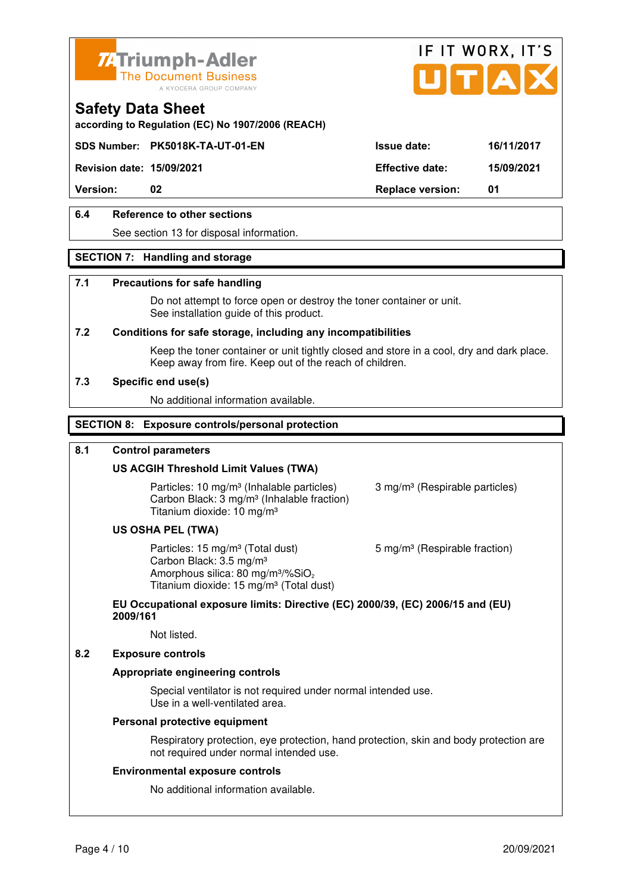**Safety Data Sheet**

according to Regulation (EC) No 1907/2006 (REACH)

| | | | |
|---|---|---|---|
| **SDS Number:** | **PK5018K-TA-UT-01-EN** | **Issue date:** | **16/11/2017** |
| **Revision date:** | **15/09/2021** | **Effective date:** | **15/09/2021** |
| **Version:** | **02** | **Replace version:** | **01** |

### 6.4 Reference to other sections

See section 13 for disposal information.

## SECTION 7: Handling and storage

### 7.1 Precautions for safe handling

Do not attempt to force open or destroy the toner container or unit.
See installation guide of this product.

### 7.2 Conditions for safe storage, including any incompatibilities

Keep the toner container or unit tightly closed and store in a cool, dry and dark place.
Keep away from fire. Keep out of the reach of children.

### 7.3 Specific end use(s)

No additional information available.

## SECTION 8: Exposure controls/personal protection

### 8.1 Control parameters

**US ACGIH Threshold Limit Values (TWA)**

Particles: 10 mg/m³ (Inhalable particles) 3 mg/m³ (Respirable particles)
Carbon Black: 3 mg/m³ (Inhalable fraction)
Titanium dioxide: 10 mg/m³

**US OSHA PEL (TWA)**

Particles: 15 mg/m³ (Total dust) 5 mg/m³ (Respirable fraction)
Carbon Black: 3.5 mg/m³
Amorphous silica: 80 mg/m³/%$SiO_2$
Titanium dioxide: 15 mg/m³ (Total dust)

**EU Occupational exposure limits: Directive (EC) 2000/39, (EC) 2006/15 and (EU) 2009/161**

Not listed.

### 8.2 Exposure controls

**Appropriate engineering controls**

Special ventilator is not required under normal intended use.
Use in a well-ventilated area.

**Personal protective equipment**

Respiratory protection, eye protection, hand protection, skin and body protection are not required under normal intended use.

**Environmental exposure controls**

No additional information available.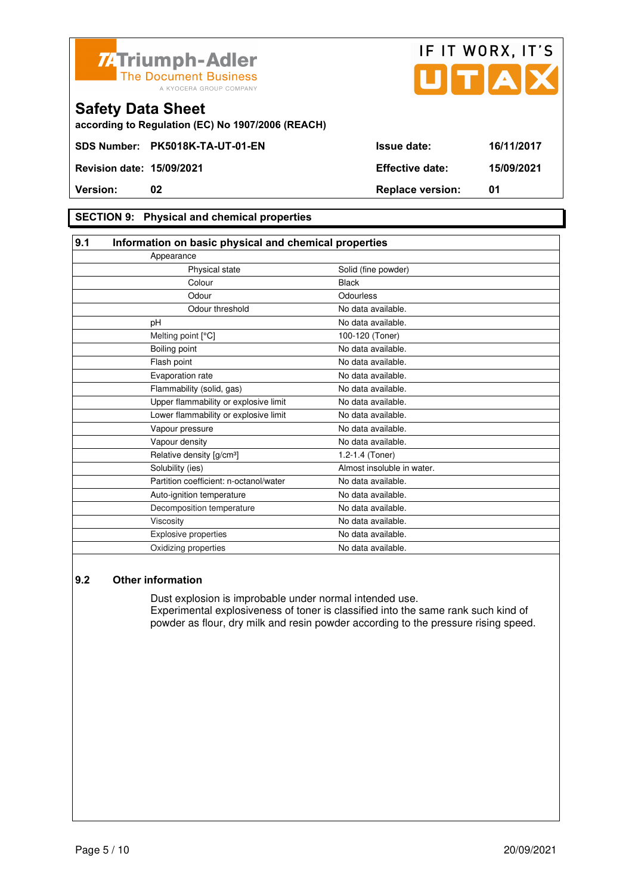Triumph-Adler
The Document Business
A KYOCERA GROUP COMPANY

IF IT WORX, IT'S UTAX

# Safety Data Sheet

**according to Regulation (EC) No 1907/2006 (REACH)**

| | | | |
|---|---|---|---|
| **SDS Number:** | **PK5018K-TA-UT-01-EN** | **Issue date:** | **16/11/2017** |
| **Revision date:** | **15/09/2021** | **Effective date:** | **15/09/2021** |
| **Version:** | **02** | **Replace version:** | **01** |

## SECTION 9: Physical and chemical properties

### 9.1 Information on basic physical and chemical properties

| | |
|---|---|
| Appearance | |
| Physical state | Solid (fine powder) |
| Colour | Black |
| Odour | Odourless |
| Odour threshold | No data available. |
| pH | No data available. |
| Melting point [°C] | 100-120 (Toner) |
| Boiling point | No data available. |
| Flash point | No data available. |
| Evaporation rate | No data available. |
| Flammability (solid, gas) | No data available. |
| Upper flammability or explosive limit | No data available. |
| Lower flammability or explosive limit | No data available. |
| Vapour pressure | No data available. |
| Vapour density | No data available. |
| Relative density [g/cm³] | 1.2-1.4 (Toner) |
| Solubility (ies) | Almost insoluble in water. |
| Partition coefficient: n-octanol/water | No data available. |
| Auto-ignition temperature | No data available. |
| Decomposition temperature | No data available. |
| Viscosity | No data available. |
| Explosive properties | No data available. |
| Oxidizing properties | No data available. |

### 9.2 Other information

Dust explosion is improbable under normal intended use.
Experimental explosiveness of toner is classified into the same rank such kind of powder as flour, dry milk and resin powder according to the pressure rising speed.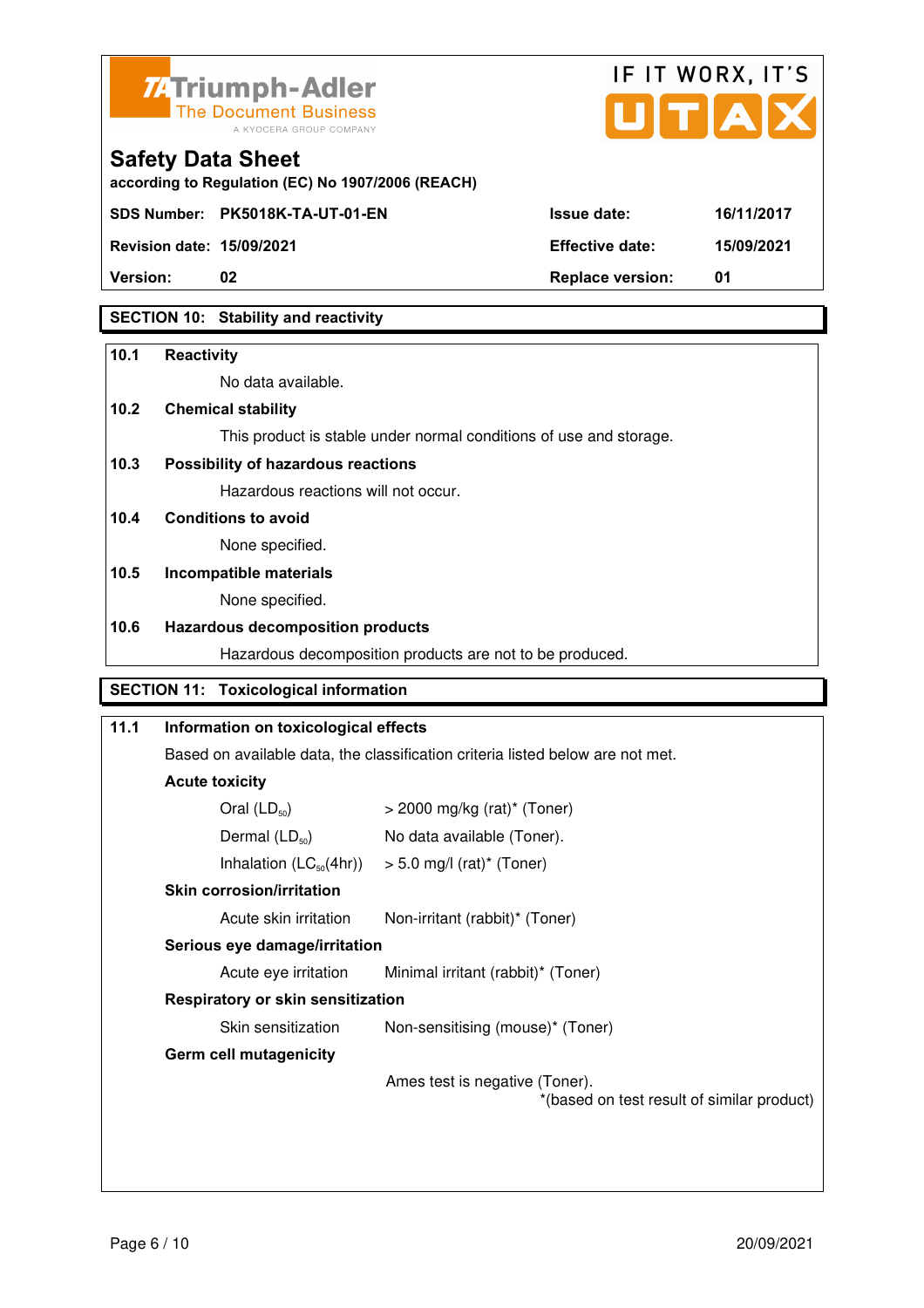Triumph-Adler
The Document Business
A KYOCERA GROUP COMPANY

IF IT WORX, IT'S UTAX

# Safety Data Sheet

**according to Regulation (EC) No 1907/2006 (REACH)**

| | | | |
|---|---|---|---|
| **SDS Number:** | **PK5018K-TA-UT-01-EN** | **Issue date:** | **16/11/2017** |
| **Revision date:** | **15/09/2021** | **Effective date:** | **15/09/2021** |
| **Version:** | **02** | **Replace version:** | **01** |

## SECTION 10: Stability and reactivity

**10.1 Reactivity**

No data available.

**10.2 Chemical stability**

This product is stable under normal conditions of use and storage.

**10.3 Possibility of hazardous reactions**

Hazardous reactions will not occur.

**10.4 Conditions to avoid**

None specified.

**10.5 Incompatible materials**

None specified.

**10.6 Hazardous decomposition products**

Hazardous decomposition products are not to be produced.

## SECTION 11: Toxicological information

**11.1 Information on toxicological effects**

Based on available data, the classification criteria listed below are not met.

**Acute toxicity**

| | |
|---|---|
| Oral ($LD_{50}$) | > 2000 mg/kg (rat)* (Toner) |
| Dermal ($LD_{50}$) | No data available (Toner). |
| Inhalation ($LC_{50}$(4hr)) | > 5.0 mg/l (rat)* (Toner) |

**Skin corrosion/irritation**

| | |
|---|---|
| Acute skin irritation | Non-irritant (rabbit)* (Toner) |

**Serious eye damage/irritation**

| | |
|---|---|
| Acute eye irritation | Minimal irritant (rabbit)* (Toner) |

**Respiratory or skin sensitization**

| | |
|---|---|
| Skin sensitization | Non-sensitising (mouse)* (Toner) |

**Germ cell mutagenicity**

Ames test is negative (Toner).

*(based on test result of similar product)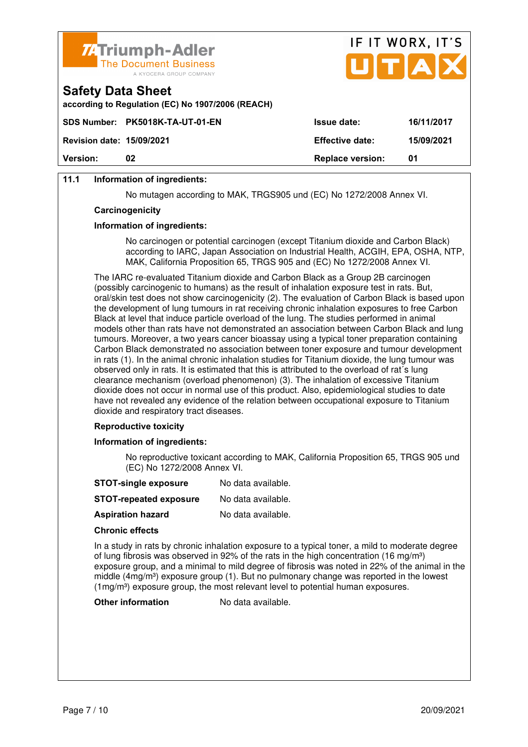## 11.1 Information of ingredients:

No mutagen according to MAK, TRGS905 und (EC) No 1272/2008 Annex VI.

**Carcinogenicity**

**Information of ingredients:**

No carcinogen or potential carcinogen (except Titanium dioxide and Carbon Black) according to IARC, Japan Association on Industrial Health, ACGIH, EPA, OSHA, NTP, MAK, California Proposition 65, TRGS 905 and (EC) No 1272/2008 Annex VI.

The IARC re-evaluated Titanium dioxide and Carbon Black as a Group 2B carcinogen (possibly carcinogenic to humans) as the result of inhalation exposure test in rats. But, oral/skin test does not show carcinogenicity (2). The evaluation of Carbon Black is based upon the development of lung tumours in rat receiving chronic inhalation exposures to free Carbon Black at level that induce particle overload of the lung. The studies performed in animal models other than rats have not demonstrated an association between Carbon Black and lung tumours. Moreover, a two years cancer bioassay using a typical toner preparation containing Carbon Black demonstrated no association between toner exposure and tumour development in rats (1). In the animal chronic inhalation studies for Titanium dioxide, the lung tumour was observed only in rats. It is estimated that this is attributed to the overload of rat´s lung clearance mechanism (overload phenomenon) (3). The inhalation of excessive Titanium dioxide does not occur in normal use of this product. Also, epidemiological studies to date have not revealed any evidence of the relation between occupational exposure to Titanium dioxide and respiratory tract diseases.

**Reproductive toxicity**

**Information of ingredients:**

No reproductive toxicant according to MAK, California Proposition 65, TRGS 905 und (EC) No 1272/2008 Annex VI.

| | |
|---|---|
| **STOT-single exposure** | No data available. |
| **STOT-repeated exposure** | No data available. |
| **Aspiration hazard** | No data available. |

**Chronic effects**

In a study in rats by chronic inhalation exposure to a typical toner, a mild to moderate degree of lung fibrosis was observed in 92% of the rats in the high concentration (16 mg/m³) exposure group, and a minimal to mild degree of fibrosis was noted in 22% of the animal in the middle (4mg/m³) exposure group (1). But no pulmonary change was reported in the lowest (1mg/m³) exposure group, the most relevant level to potential human exposures.

**Other information** No data available.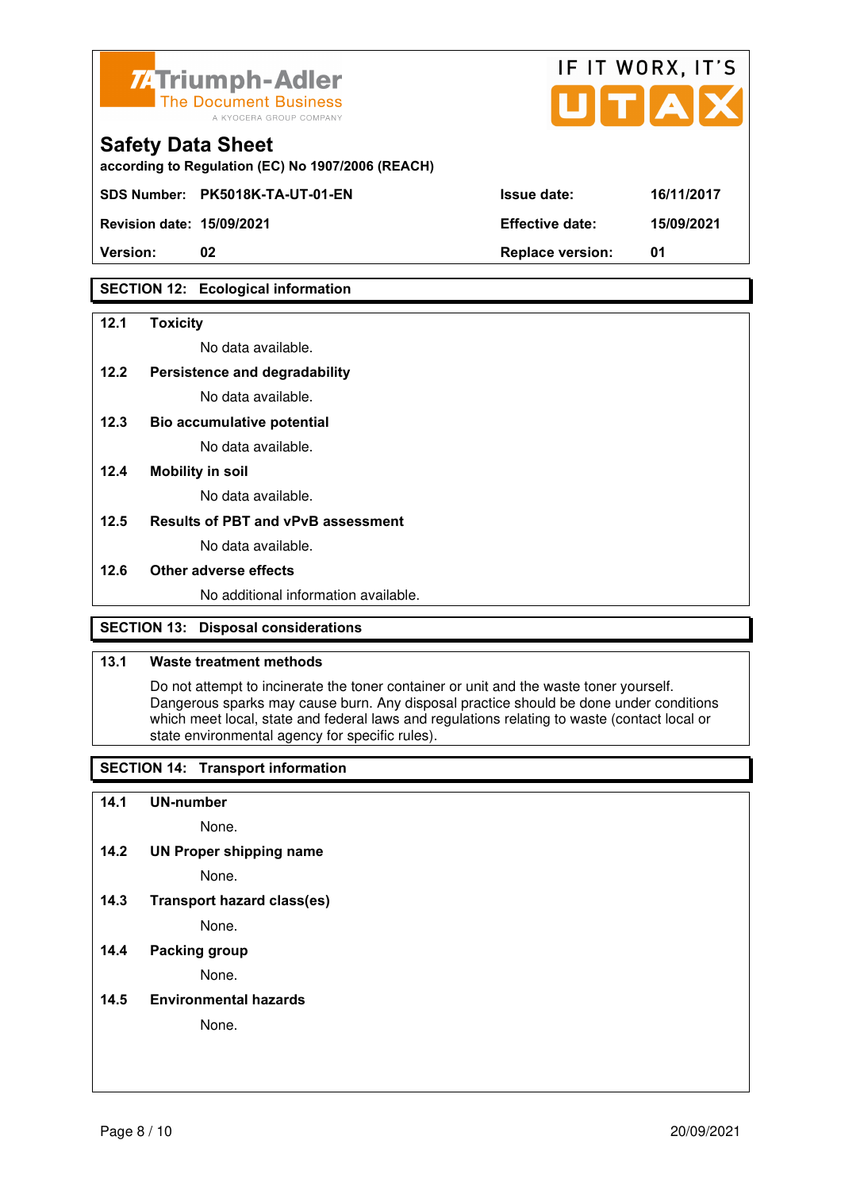## SECTION 12: Ecological information

**12.1 Toxicity**

No data available.

**12.2 Persistence and degradability**

No data available.

**12.3 Bio accumulative potential**

No data available.

**12.4 Mobility in soil**

No data available.

**12.5 Results of PBT and vPvB assessment**

No data available.

**12.6 Other adverse effects**

No additional information available.

## SECTION 13: Disposal considerations

**13.1 Waste treatment methods**

Do not attempt to incinerate the toner container or unit and the waste toner yourself. Dangerous sparks may cause burn. Any disposal practice should be done under conditions which meet local, state and federal laws and regulations relating to waste (contact local or state environmental agency for specific rules).

## SECTION 14: Transport information

**14.1 UN-number**

None.

**14.2 UN Proper shipping name**

None.

**14.3 Transport hazard class(es)**

None.

**14.4 Packing group**

None.

**14.5 Environmental hazards**

None.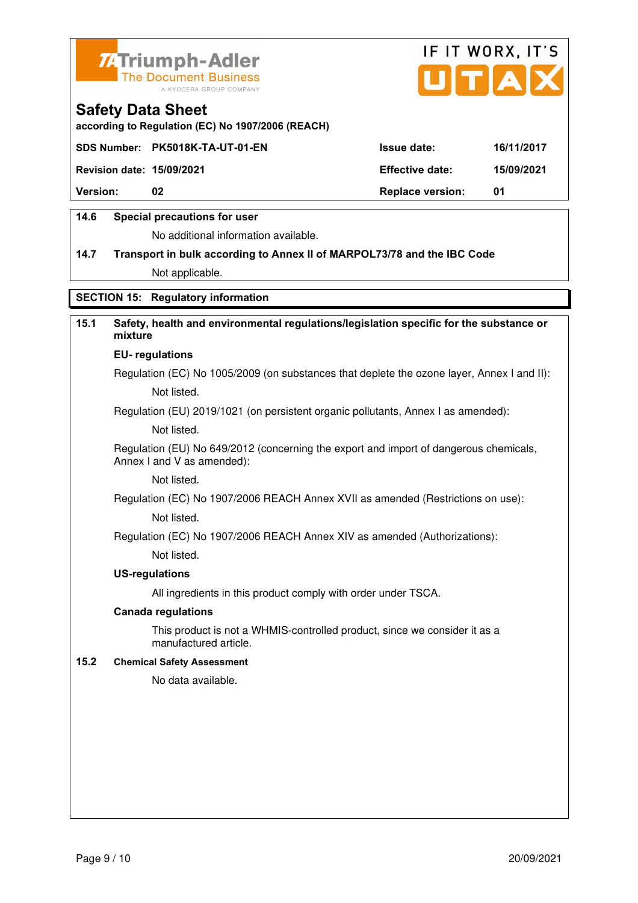### 14.6 Special precautions for user

No additional information available.

### 14.7 Transport in bulk according to Annex II of MARPOL73/78 and the IBC Code

Not applicable.

## SECTION 15: Regulatory information

### 15.1 Safety, health and environmental regulations/legislation specific for the substance or mixture

**EU- regulations**

Regulation (EC) No 1005/2009 (on substances that deplete the ozone layer, Annex I and II):

Not listed.

Regulation (EU) 2019/1021 (on persistent organic pollutants, Annex I as amended):

Not listed.

Regulation (EU) No 649/2012 (concerning the export and import of dangerous chemicals, Annex I and V as amended):

Not listed.

Regulation (EC) No 1907/2006 REACH Annex XVII as amended (Restrictions on use):

Not listed.

Regulation (EC) No 1907/2006 REACH Annex XIV as amended (Authorizations):

Not listed.

**US-regulations**

All ingredients in this product comply with order under TSCA.

**Canada regulations**

This product is not a WHMIS-controlled product, since we consider it as a manufactured article.

### 15.2 Chemical Safety Assessment

No data available.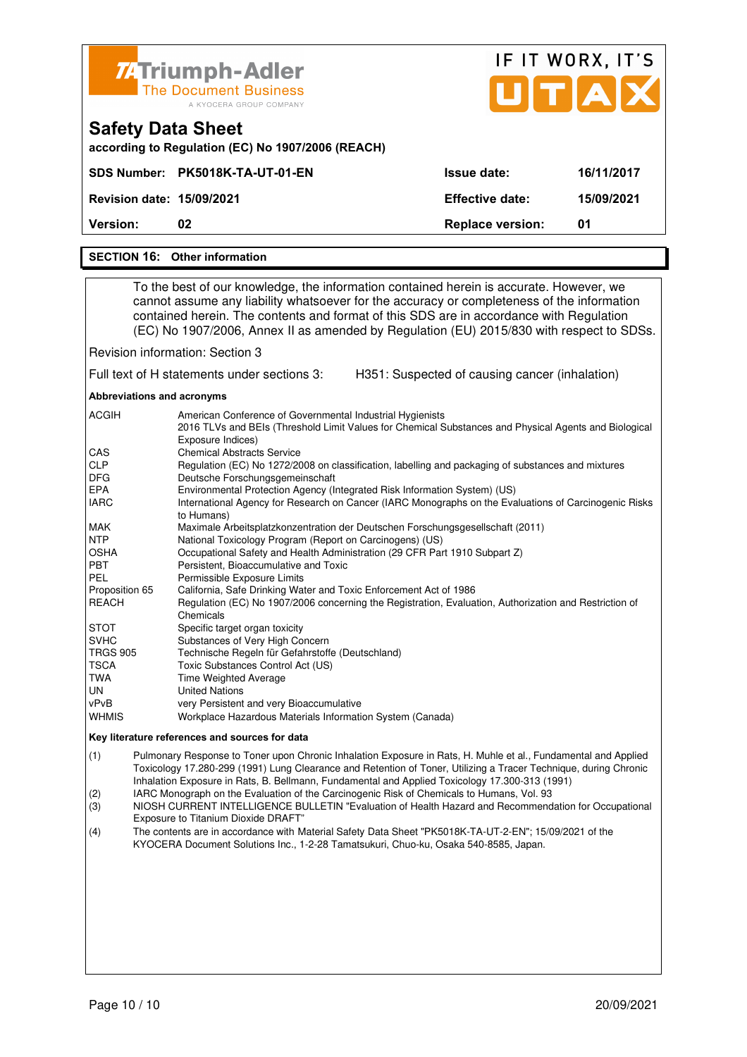**Safety Data Sheet**

**according to Regulation (EC) No 1907/2006 (REACH)**

| | | | |
|---|---|---|---|
| **SDS Number:** | **PK5018K-TA-UT-01-EN** | **Issue date:** | **16/11/2017** |
| **Revision date:** | **15/09/2021** | **Effective date:** | **15/09/2021** |
| **Version:** | **02** | **Replace version:** | **01** |

## SECTION 16: Other information

To the best of our knowledge, the information contained herein is accurate. However, we cannot assume any liability whatsoever for the accuracy or completeness of the information contained herein. The contents and format of this SDS are in accordance with Regulation (EC) No 1907/2006, Annex II as amended by Regulation (EU) 2015/830 with respect to SDSs.

Revision information: Section 3

Full text of H statements under sections 3: H351: Suspected of causing cancer (inhalation)

**Abbreviations and acronyms**

| | |
|---|---|
| ACGIH | American Conference of Governmental Industrial Hygienists 2016 TLVs and BEIs (Threshold Limit Values for Chemical Substances and Physical Agents and Biological Exposure Indices) |
| CAS | Chemical Abstracts Service |
| CLP | Regulation (EC) No 1272/2008 on classification, labelling and packaging of substances and mixtures |
| DFG | Deutsche Forschungsgemeinschaft |
| EPA | Environmental Protection Agency (Integrated Risk Information System) (US) |
| IARC | International Agency for Research on Cancer (IARC Monographs on the Evaluations of Carcinogenic Risks to Humans) |
| MAK | Maximale Arbeitsplatzkonzentration der Deutschen Forschungsgesellschaft (2011) |
| NTP | National Toxicology Program (Report on Carcinogens) (US) |
| OSHA | Occupational Safety and Health Administration (29 CFR Part 1910 Subpart Z) |
| PBT | Persistent, Bioaccumulative and Toxic |
| PEL | Permissible Exposure Limits |
| Proposition 65 | California, Safe Drinking Water and Toxic Enforcement Act of 1986 |
| REACH | Regulation (EC) No 1907/2006 concerning the Registration, Evaluation, Authorization and Restriction of Chemicals |
| STOT | Specific target organ toxicity |
| SVHC | Substances of Very High Concern |
| TRGS 905 | Technische Regeln für Gefahrstoffe (Deutschland) |
| TSCA | Toxic Substances Control Act (US) |
| TWA | Time Weighted Average |
| UN | United Nations |
| vPvB | very Persistent and very Bioaccumulative |
| WHMIS | Workplace Hazardous Materials Information System (Canada) |

**Key literature references and sources for data**

(1) Pulmonary Response to Toner upon Chronic Inhalation Exposure in Rats, H. Muhle et al., Fundamental and Applied Toxicology 17.280-299 (1991) Lung Clearance and Retention of Toner, Utilizing a Tracer Technique, during Chronic Inhalation Exposure in Rats, B. Bellmann, Fundamental and Applied Toxicology 17.300-313 (1991)

(2) IARC Monograph on the Evaluation of the Carcinogenic Risk of Chemicals to Humans, Vol. 93

(3) NIOSH CURRENT INTELLIGENCE BULLETIN "Evaluation of Health Hazard and Recommendation for Occupational Exposure to Titanium Dioxide DRAFT"

(4) The contents are in accordance with Material Safety Data Sheet "PK5018K-TA-UT-2-EN"; 15/09/2021 of the KYOCERA Document Solutions Inc., 1-2-28 Tamatsukuri, Chuo-ku, Osaka 540-8585, Japan.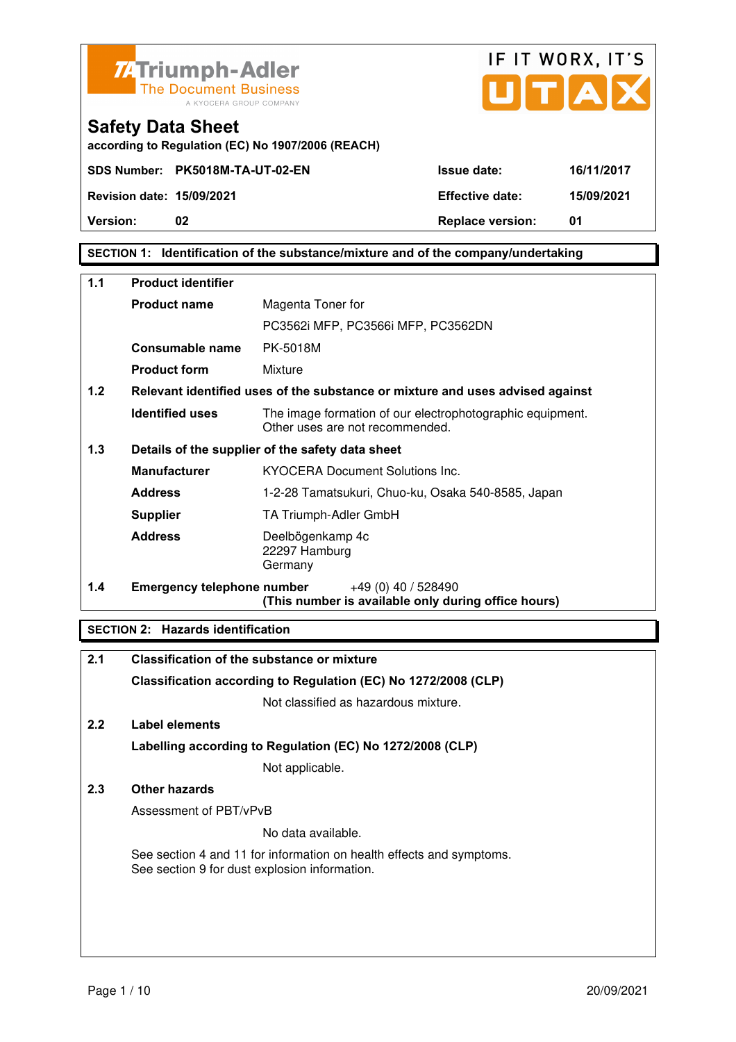Triumph-Adler
The Document Business
A KYOCERA GROUP COMPANY

IF IT WORX, IT'S UTAX

# Safety Data Sheet

according to Regulation (EC) No 1907/2006 (REACH)

| | | | |
|---|---|---|---|
| **SDS Number:** | **PK5018M-TA-UT-02-EN** | **Issue date:** | **16/11/2017** |
| **Revision date:** | **15/09/2021** | **Effective date:** | **15/09/2021** |
| **Version:** | **02** | **Replace version:** | **01** |

## SECTION 1: Identification of the substance/mixture and of the company/undertaking

### 1.1 Product identifier

**Product name** Magenta Toner for
PC3562i MFP, PC3566i MFP, PC3562DN

**Consumable name** PK-5018M

**Product form** Mixture

### 1.2 Relevant identified uses of the substance or mixture and uses advised against

**Identified uses** The image formation of our electrophotographic equipment.
Other uses are not recommended.

### 1.3 Details of the supplier of the safety data sheet

**Manufacturer** KYOCERA Document Solutions Inc.

**Address** 1-2-28 Tamatsukuri, Chuo-ku, Osaka 540-8585, Japan

**Supplier** TA Triumph-Adler GmbH

**Address** Deelbögenkamp 4c
22297 Hamburg
Germany

### 1.4 Emergency telephone number

+49 (0) 40 / 528490
**(This number is available only during office hours)**

## SECTION 2: Hazards identification

### 2.1 Classification of the substance or mixture

**Classification according to Regulation (EC) No 1272/2008 (CLP)**

Not classified as hazardous mixture.

### 2.2 Label elements

**Labelling according to Regulation (EC) No 1272/2008 (CLP)**

Not applicable.

### 2.3 Other hazards

Assessment of PBT/vPvB

No data available.

See section 4 and 11 for information on health effects and symptoms.
See section 9 for dust explosion information.

20/09/2021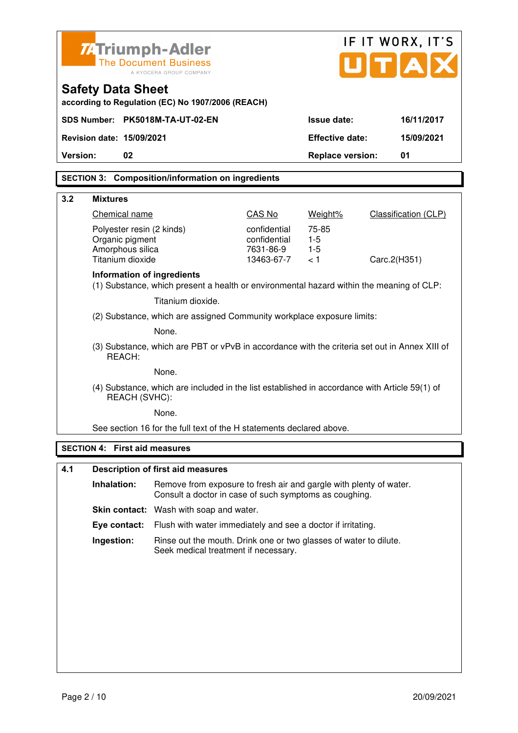Safety Data Sheet

according to Regulation (EC) No 1907/2006 (REACH)

| | | | |
|---|---|---|---|
| SDS Number: | PK5018M-TA-UT-02-EN | Issue date: | 16/11/2017 |
| Revision date: | 15/09/2021 | Effective date: | 15/09/2021 |
| Version: | 02 | Replace version: | 01 |

## SECTION 3: Composition/information on ingredients

### 3.2 Mixtures

| Chemical name | CAS No | Weight% | Classification (CLP) |
|---|---|---|---|
| Polyester resin (2 kinds) | confidential | 75-85 | |
| Organic pigment | confidential | 1-5 | |
| Amorphous silica | 7631-86-9 | 1-5 | |
| Titanium dioxide | 13463-67-7 | < 1 | Carc.2(H351) |

**Information of ingredients**

(1) Substance, which present a health or environmental hazard within the meaning of CLP:

Titanium dioxide.

(2) Substance, which are assigned Community workplace exposure limits:

None.

(3) Substance, which are PBT or vPvB in accordance with the criteria set out in Annex XIII of REACH:

None.

(4) Substance, which are included in the list established in accordance with Article 59(1) of REACH (SVHC):

None.

See section 16 for the full text of the H statements declared above.

## SECTION 4: First aid measures

### 4.1 Description of first aid measures

**Inhalation:** Remove from exposure to fresh air and gargle with plenty of water. Consult a doctor in case of such symptoms as coughing.

**Skin contact:** Wash with soap and water.

**Eye contact:** Flush with water immediately and see a doctor if irritating.

**Ingestion:** Rinse out the mouth. Drink one or two glasses of water to dilute. Seek medical treatment if necessary.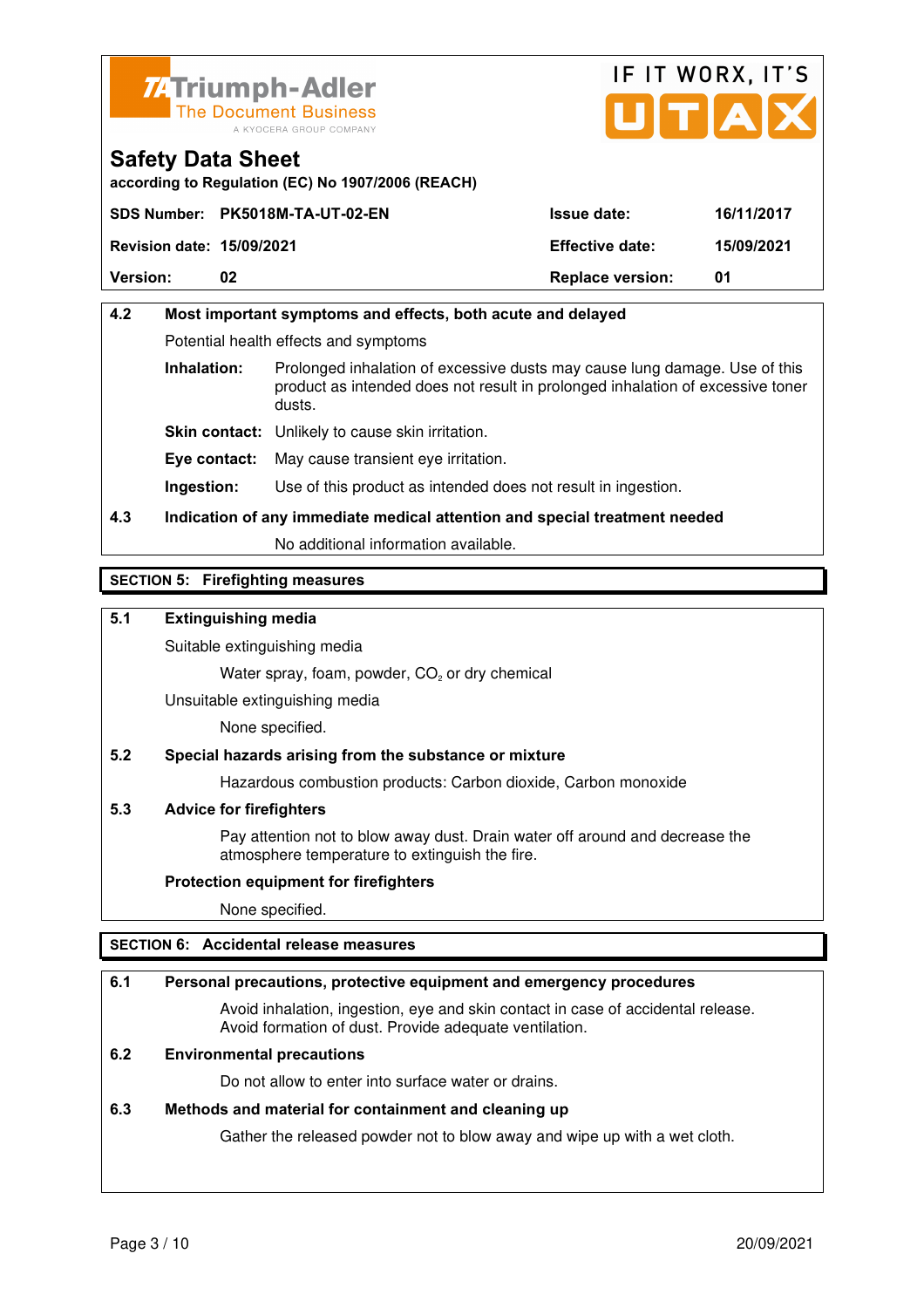## 4.2 Most important symptoms and effects, both acute and delayed

Potential health effects and symptoms

**Inhalation:** Prolonged inhalation of excessive dusts may cause lung damage. Use of this product as intended does not result in prolonged inhalation of excessive toner dusts.

**Skin contact:** Unlikely to cause skin irritation.

**Eye contact:** May cause transient eye irritation.

**Ingestion:** Use of this product as intended does not result in ingestion.

## 4.3 Indication of any immediate medical attention and special treatment needed

No additional information available.

# SECTION 5: Firefighting measures

## 5.1 Extinguishing media

Suitable extinguishing media

Water spray, foam, powder, $CO_2$ or dry chemical

Unsuitable extinguishing media

None specified.

## 5.2 Special hazards arising from the substance or mixture

Hazardous combustion products: Carbon dioxide, Carbon monoxide

## 5.3 Advice for firefighters

Pay attention not to blow away dust. Drain water off around and decrease the atmosphere temperature to extinguish the fire.

**Protection equipment for firefighters**

None specified.

# SECTION 6: Accidental release measures

## 6.1 Personal precautions, protective equipment and emergency procedures

Avoid inhalation, ingestion, eye and skin contact in case of accidental release. Avoid formation of dust. Provide adequate ventilation.

## 6.2 Environmental precautions

Do not allow to enter into surface water or drains.

## 6.3 Methods and material for containment and cleaning up

Gather the released powder not to blow away and wipe up with a wet cloth.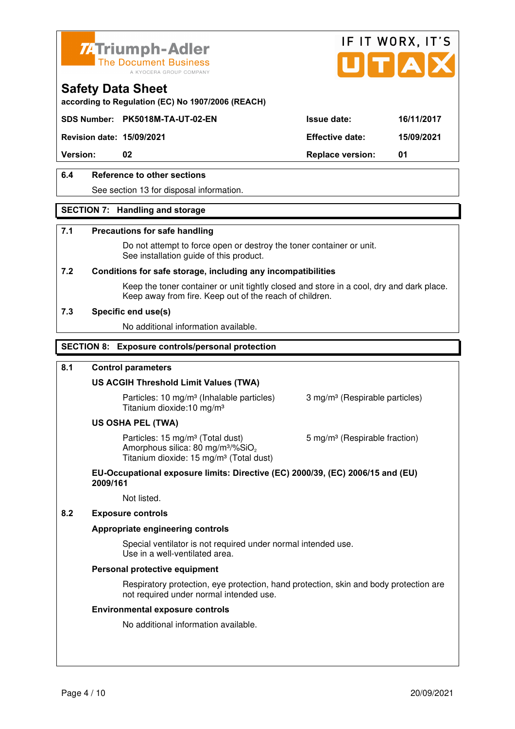### 6.4 Reference to other sections

See section 13 for disposal information.

## SECTION 7: Handling and storage

### 7.1 Precautions for safe handling

Do not attempt to force open or destroy the toner container or unit.
See installation guide of this product.

### 7.2 Conditions for safe storage, including any incompatibilities

Keep the toner container or unit tightly closed and store in a cool, dry and dark place.
Keep away from fire. Keep out of the reach of children.

### 7.3 Specific end use(s)

No additional information available.

## SECTION 8: Exposure controls/personal protection

### 8.1 Control parameters

**US ACGIH Threshold Limit Values (TWA)**

Particles: 10 mg/m³ (Inhalable particles) 3 mg/m³ (Respirable particles)
Titanium dioxide:10 mg/m³

**US OSHA PEL (TWA)**

Particles: 15 mg/m³ (Total dust) 5 mg/m³ (Respirable fraction)
Amorphous silica: 80 mg/m³/%$SiO_2$
Titanium dioxide: 15 mg/m³ (Total dust)

**EU-Occupational exposure limits: Directive (EC) 2000/39, (EC) 2006/15 and (EU) 2009/161**

Not listed.

### 8.2 Exposure controls

**Appropriate engineering controls**

Special ventilator is not required under normal intended use.
Use in a well-ventilated area.

**Personal protective equipment**

Respiratory protection, eye protection, hand protection, skin and body protection are not required under normal intended use.

**Environmental exposure controls**

No additional information available.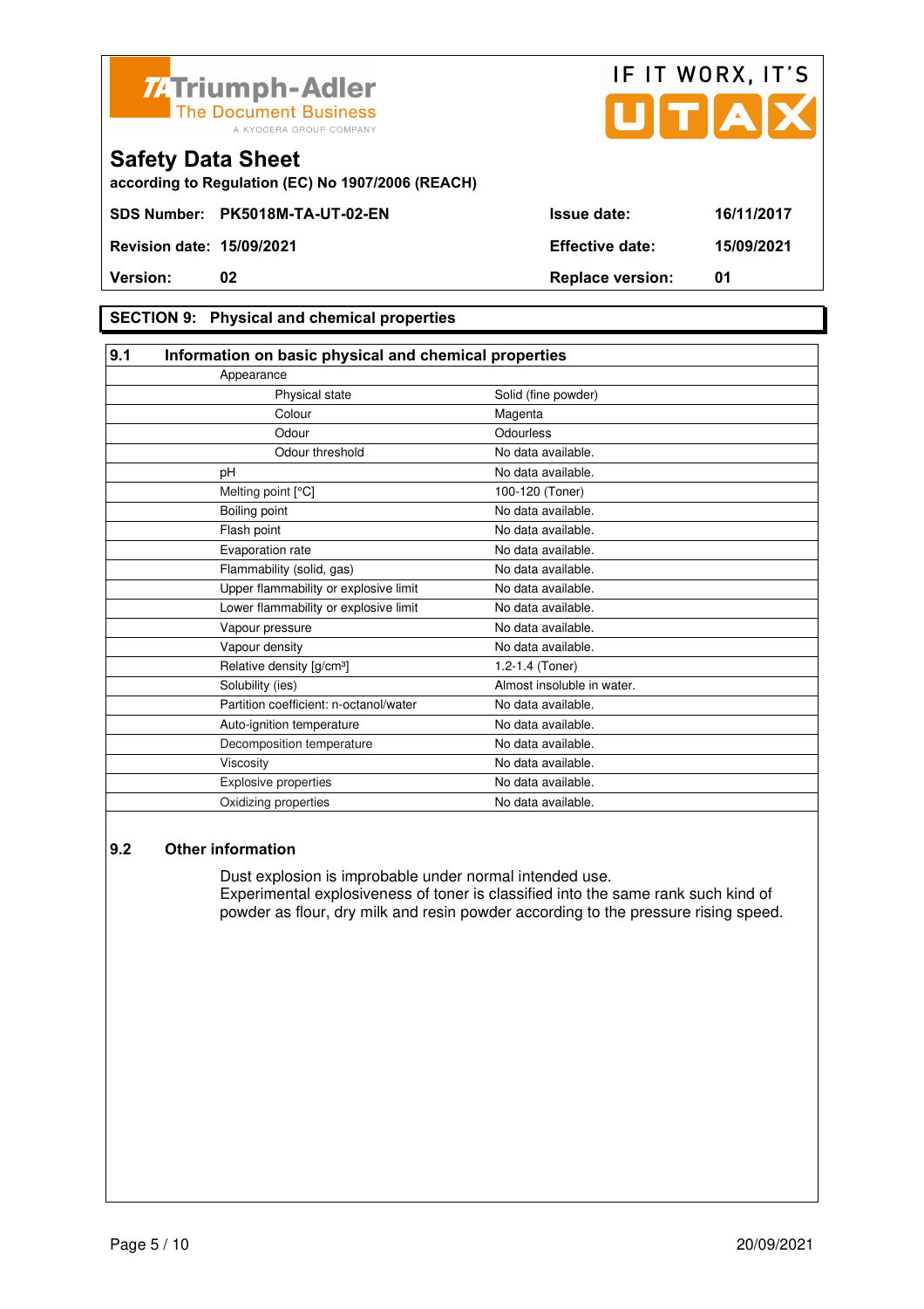Triumph-Adler
The Document Business
A KYOCERA GROUP COMPANY

IF IT WORX, IT'S UTAX

# Safety Data Sheet

**according to Regulation (EC) No 1907/2006 (REACH)**

| | | | |
|---|---|---|---|
| **SDS Number:** | **PK5018M-TA-UT-02-EN** | **Issue date:** | **16/11/2017** |
| **Revision date:** | **15/09/2021** | **Effective date:** | **15/09/2021** |
| **Version:** | **02** | **Replace version:** | **01** |

## SECTION 9: Physical and chemical properties

### 9.1 Information on basic physical and chemical properties

| | |
|---|---|
| Appearance | |
| Physical state | Solid (fine powder) |
| Colour | Magenta |
| Odour | Odourless |
| Odour threshold | No data available. |
| pH | No data available. |
| Melting point [°C] | 100-120 (Toner) |
| Boiling point | No data available. |
| Flash point | No data available. |
| Evaporation rate | No data available. |
| Flammability (solid, gas) | No data available. |
| Upper flammability or explosive limit | No data available. |
| Lower flammability or explosive limit | No data available. |
| Vapour pressure | No data available. |
| Vapour density | No data available. |
| Relative density [g/cm³] | 1.2-1.4 (Toner) |
| Solubility (ies) | Almost insoluble in water. |
| Partition coefficient: n-octanol/water | No data available. |
| Auto-ignition temperature | No data available. |
| Decomposition temperature | No data available. |
| Viscosity | No data available. |
| Explosive properties | No data available. |
| Oxidizing properties | No data available. |

### 9.2 Other information

Dust explosion is improbable under normal intended use.
Experimental explosiveness of toner is classified into the same rank such kind of powder as flour, dry milk and resin powder according to the pressure rising speed.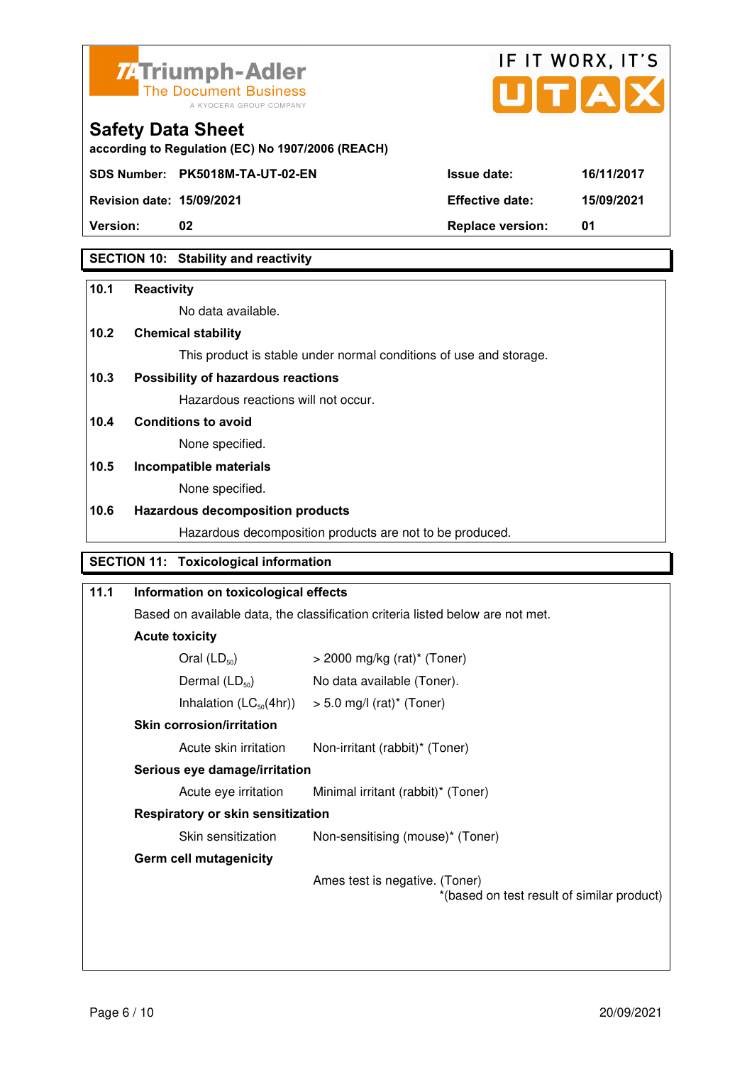**Safety Data Sheet**

according to Regulation (EC) No 1907/2006 (REACH)

| | | | |
|---|---|---|---|
| **SDS Number:** | **PK5018M-TA-UT-02-EN** | **Issue date:** | **16/11/2017** |
| **Revision date:** | **15/09/2021** | **Effective date:** | **15/09/2021** |
| **Version:** | **02** | **Replace version:** | **01** |

## SECTION 10: Stability and reactivity

**10.1 Reactivity**

No data available.

**10.2 Chemical stability**

This product is stable under normal conditions of use and storage.

**10.3 Possibility of hazardous reactions**

Hazardous reactions will not occur.

**10.4 Conditions to avoid**

None specified.

**10.5 Incompatible materials**

None specified.

**10.6 Hazardous decomposition products**

Hazardous decomposition products are not to be produced.

## SECTION 11: Toxicological information

**11.1 Information on toxicological effects**

Based on available data, the classification criteria listed below are not met.

**Acute toxicity**

| | |
|---|---|
| Oral ($LD_{50}$) | > 2000 mg/kg (rat)* (Toner) |
| Dermal ($LD_{50}$) | No data available (Toner). |
| Inhalation ($LC_{50}$(4hr)) | > 5.0 mg/l (rat)* (Toner) |

**Skin corrosion/irritation**

| | |
|---|---|
| Acute skin irritation | Non-irritant (rabbit)* (Toner) |

**Serious eye damage/irritation**

| | |
|---|---|
| Acute eye irritation | Minimal irritant (rabbit)* (Toner) |

**Respiratory or skin sensitization**

| | |
|---|---|
| Skin sensitization | Non-sensitising (mouse)* (Toner) |

**Germ cell mutagenicity**

Ames test is negative. (Toner)

*(based on test result of similar product)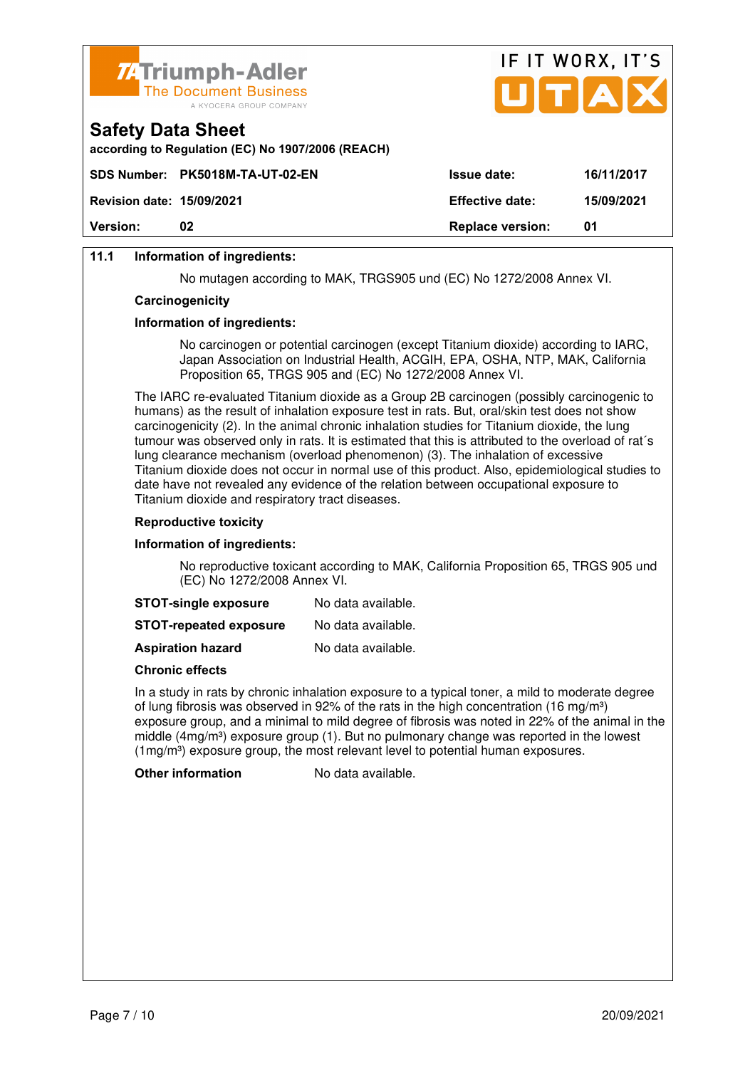### 11.1 Information of ingredients:

No mutagen according to MAK, TRGS905 und (EC) No 1272/2008 Annex VI.

**Carcinogenicity**

**Information of ingredients:**

No carcinogen or potential carcinogen (except Titanium dioxide) according to IARC, Japan Association on Industrial Health, ACGIH, EPA, OSHA, NTP, MAK, California Proposition 65, TRGS 905 and (EC) No 1272/2008 Annex VI.

The IARC re-evaluated Titanium dioxide as a Group 2B carcinogen (possibly carcinogenic to humans) as the result of inhalation exposure test in rats. But, oral/skin test does not show carcinogenicity (2). In the animal chronic inhalation studies for Titanium dioxide, the lung tumour was observed only in rats. It is estimated that this is attributed to the overload of rat´s lung clearance mechanism (overload phenomenon) (3). The inhalation of excessive Titanium dioxide does not occur in normal use of this product. Also, epidemiological studies to date have not revealed any evidence of the relation between occupational exposure to Titanium dioxide and respiratory tract diseases.

**Reproductive toxicity**

**Information of ingredients:**

No reproductive toxicant according to MAK, California Proposition 65, TRGS 905 und (EC) No 1272/2008 Annex VI.

| | |
|---|---|
| **STOT-single exposure** | No data available. |
| **STOT-repeated exposure** | No data available. |
| **Aspiration hazard** | No data available. |

**Chronic effects**

In a study in rats by chronic inhalation exposure to a typical toner, a mild to moderate degree of lung fibrosis was observed in 92% of the rats in the high concentration (16 $mg/m^3$) exposure group, and a minimal to mild degree of fibrosis was noted in 22% of the animal in the middle (4$mg/m^3$) exposure group (1). But no pulmonary change was reported in the lowest (1$mg/m^3$) exposure group, the most relevant level to potential human exposures.

**Other information** No data available.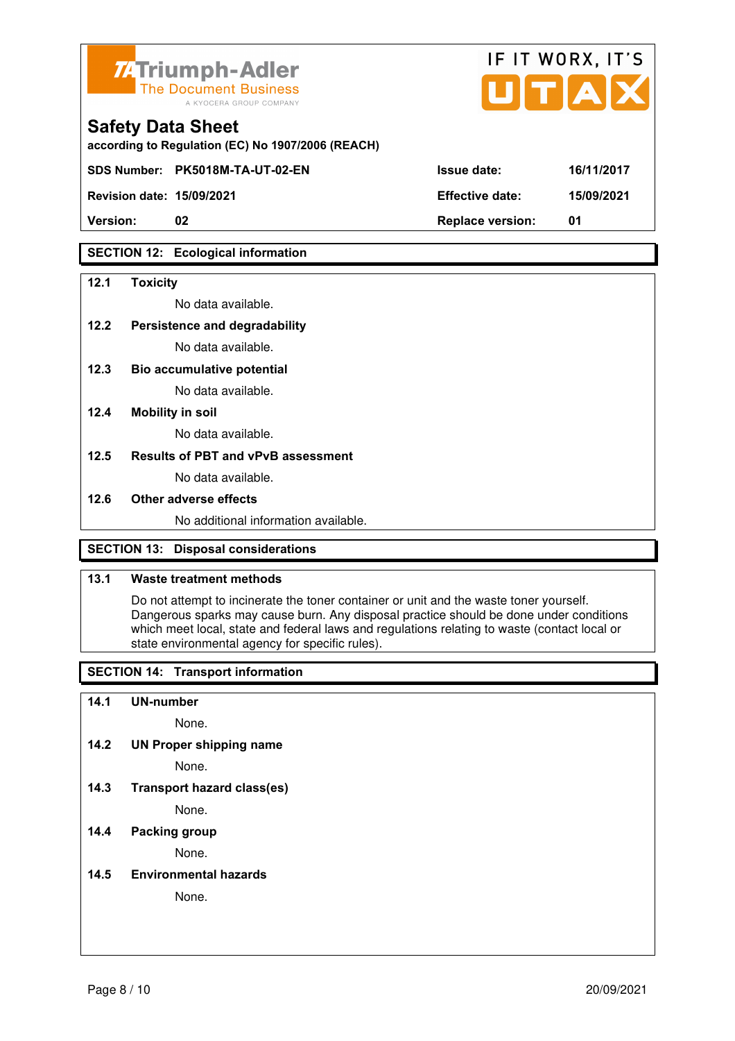## SECTION 12: Ecological information

**12.1 Toxicity**

No data available.

**12.2 Persistence and degradability**

No data available.

**12.3 Bio accumulative potential**

No data available.

**12.4 Mobility in soil**

No data available.

**12.5 Results of PBT and vPvB assessment**

No data available.

**12.6 Other adverse effects**

No additional information available.

## SECTION 13: Disposal considerations

**13.1 Waste treatment methods**

Do not attempt to incinerate the toner container or unit and the waste toner yourself. Dangerous sparks may cause burn. Any disposal practice should be done under conditions which meet local, state and federal laws and regulations relating to waste (contact local or state environmental agency for specific rules).

## SECTION 14: Transport information

**14.1 UN-number**

None.

**14.2 UN Proper shipping name**

None.

**14.3 Transport hazard class(es)**

None.

**14.4 Packing group**

None.

**14.5 Environmental hazards**

None.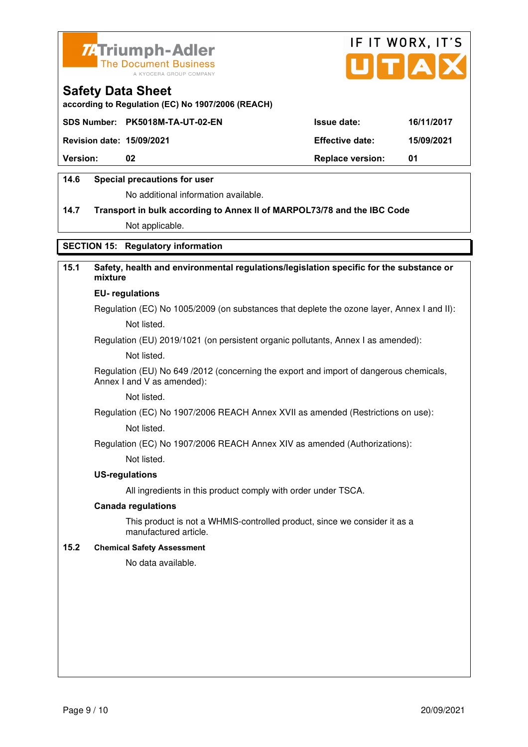# Safety Data Sheet

according to Regulation (EC) No 1907/2006 (REACH)

| | | | |
|---|---|---|---|
| **SDS Number:** | **PK5018M-TA-UT-02-EN** | **Issue date:** | **16/11/2017** |
| **Revision date:** | **15/09/2021** | **Effective date:** | **15/09/2021** |
| **Version:** | **02** | **Replace version:** | **01** |

**14.6 Special precautions for user**

No additional information available.

**14.7 Transport in bulk according to Annex II of MARPOL73/78 and the IBC Code**

Not applicable.

## SECTION 15: Regulatory information

**15.1 Safety, health and environmental regulations/legislation specific for the substance or mixture**

**EU- regulations**

Regulation (EC) No 1005/2009 (on substances that deplete the ozone layer, Annex I and II):

Not listed.

Regulation (EU) 2019/1021 (on persistent organic pollutants, Annex I as amended):

Not listed.

Regulation (EU) No 649 /2012 (concerning the export and import of dangerous chemicals, Annex I and V as amended):

Not listed.

Regulation (EC) No 1907/2006 REACH Annex XVII as amended (Restrictions on use):

Not listed.

Regulation (EC) No 1907/2006 REACH Annex XIV as amended (Authorizations):

Not listed.

**US-regulations**

All ingredients in this product comply with order under TSCA.

**Canada regulations**

This product is not a WHMIS-controlled product, since we consider it as a manufactured article.

**15.2 Chemical Safety Assessment**

No data available.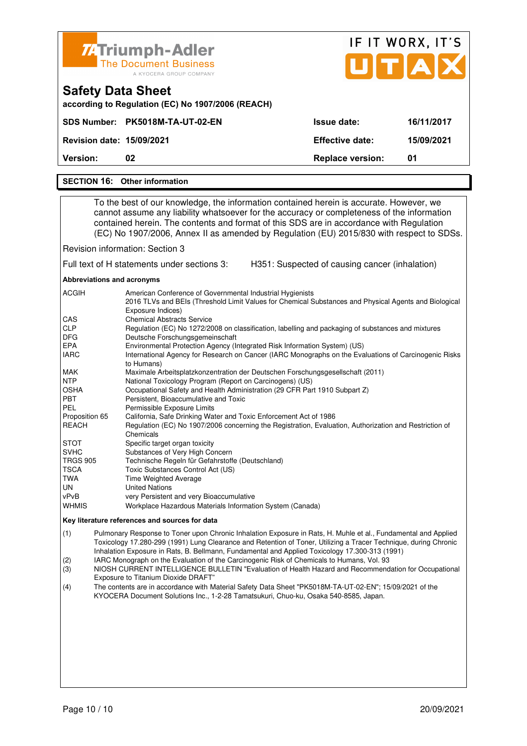## Safety Data Sheet

according to Regulation (EC) No 1907/2006 (REACH)

| | | | |
|---|---|---|---|
| **SDS Number:** | **PK5018M-TA-UT-02-EN** | **Issue date:** | **16/11/2017** |
| **Revision date:** | **15/09/2021** | **Effective date:** | **15/09/2021** |
| **Version:** | **02** | **Replace version:** | **01** |

### SECTION 16: Other information

To the best of our knowledge, the information contained herein is accurate. However, we cannot assume any liability whatsoever for the accuracy or completeness of the information contained herein. The contents and format of this SDS are in accordance with Regulation (EC) No 1907/2006, Annex II as amended by Regulation (EU) 2015/830 with respect to SDSs.

Revision information: Section 3

Full text of H statements under sections 3: H351: Suspected of causing cancer (inhalation)

**Abbreviations and acronyms**

| | |
|---|---|
| ACGIH | American Conference of Governmental Industrial Hygienists<br>2016 TLVs and BEIs (Threshold Limit Values for Chemical Substances and Physical Agents and Biological Exposure Indices) |
| CAS | Chemical Abstracts Service |
| CLP | Regulation (EC) No 1272/2008 on classification, labelling and packaging of substances and mixtures |
| DFG | Deutsche Forschungsgemeinschaft |
| EPA | Environmental Protection Agency (Integrated Risk Information System) (US) |
| IARC | International Agency for Research on Cancer (IARC Monographs on the Evaluations of Carcinogenic Risks to Humans) |
| MAK | Maximale Arbeitsplatzkonzentration der Deutschen Forschungsgesellschaft (2011) |
| NTP | National Toxicology Program (Report on Carcinogens) (US) |
| OSHA | Occupational Safety and Health Administration (29 CFR Part 1910 Subpart Z) |
| PBT | Persistent, Bioaccumulative and Toxic |
| PEL | Permissible Exposure Limits |
| Proposition 65 | California, Safe Drinking Water and Toxic Enforcement Act of 1986 |
| REACH | Regulation (EC) No 1907/2006 concerning the Registration, Evaluation, Authorization and Restriction of Chemicals |
| STOT | Specific target organ toxicity |
| SVHC | Substances of Very High Concern |
| TRGS 905 | Technische Regeln für Gefahrstoffe (Deutschland) |
| TSCA | Toxic Substances Control Act (US) |
| TWA | Time Weighted Average |
| UN | United Nations |
| vPvB | very Persistent and very Bioaccumulative |
| WHMIS | Workplace Hazardous Materials Information System (Canada) |

**Key literature references and sources for data**

(1) Pulmonary Response to Toner upon Chronic Inhalation Exposure in Rats, H. Muhle et al., Fundamental and Applied Toxicology 17.280-299 (1991) Lung Clearance and Retention of Toner, Utilizing a Tracer Technique, during Chronic Inhalation Exposure in Rats, B. Bellmann, Fundamental and Applied Toxicology 17.300-313 (1991)

(2) IARC Monograph on the Evaluation of the Carcinogenic Risk of Chemicals to Humans, Vol. 93

(3) NIOSH CURRENT INTELLIGENCE BULLETIN "Evaluation of Health Hazard and Recommendation for Occupational Exposure to Titanium Dioxide DRAFT"

(4) The contents are in accordance with Material Safety Data Sheet "PK5018M-TA-UT-02-EN"; 15/09/2021 of the KYOCERA Document Solutions Inc., 1-2-28 Tamatsukuri, Chuo-ku, Osaka 540-8585, Japan.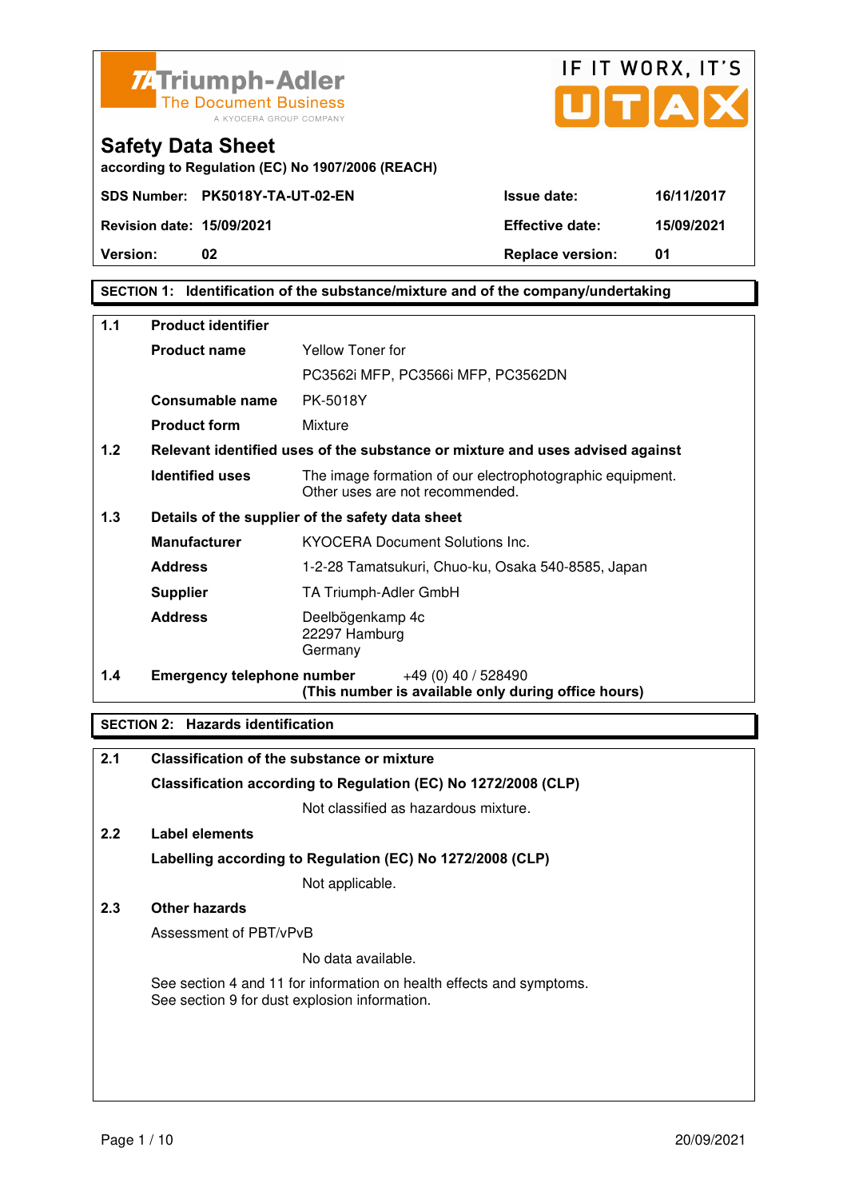TA Triumph-Adler
The Document Business
A KYOCERA GROUP COMPANY

IF IT WORX, IT'S UTAX

# Safety Data Sheet

according to Regulation (EC) No 1907/2006 (REACH)

| | | | |
|---|---|---|---|
| **SDS Number:** | **PK5018Y-TA-UT-02-EN** | **Issue date:** | **16/11/2017** |
| **Revision date:** | **15/09/2021** | **Effective date:** | **15/09/2021** |
| **Version:** | **02** | **Replace version:** | **01** |

## SECTION 1: Identification of the substance/mixture and of the company/undertaking

**1.1 Product identifier**

| | |
|---|---|
| **Product name** | Yellow Toner for PC3562i MFP, PC3566i MFP, PC3562DN |
| **Consumable name** | PK-5018Y |
| **Product form** | Mixture |

**1.2 Relevant identified uses of the substance or mixture and uses advised against**

| | |
|---|---|
| **Identified uses** | The image formation of our electrophotographic equipment. Other uses are not recommended. |

**1.3 Details of the supplier of the safety data sheet**

| | |
|---|---|
| **Manufacturer** | KYOCERA Document Solutions Inc. |
| **Address** | 1-2-28 Tamatsukuri, Chuo-ku, Osaka 540-8585, Japan |
| **Supplier** | TA Triumph-Adler GmbH |
| **Address** | Deelbögenkamp 4c<br>22297 Hamburg<br>Germany |

**1.4 Emergency telephone number** +49 (0) 40 / 528490
**(This number is available only during office hours)**

## SECTION 2: Hazards identification

**2.1 Classification of the substance or mixture**

**Classification according to Regulation (EC) No 1272/2008 (CLP)**

Not classified as hazardous mixture.

**2.2 Label elements**

**Labelling according to Regulation (EC) No 1272/2008 (CLP)**

Not applicable.

**2.3 Other hazards**

Assessment of PBT/vPvB

No data available.

See section 4 and 11 for information on health effects and symptoms.
See section 9 for dust explosion information.

20/09/2021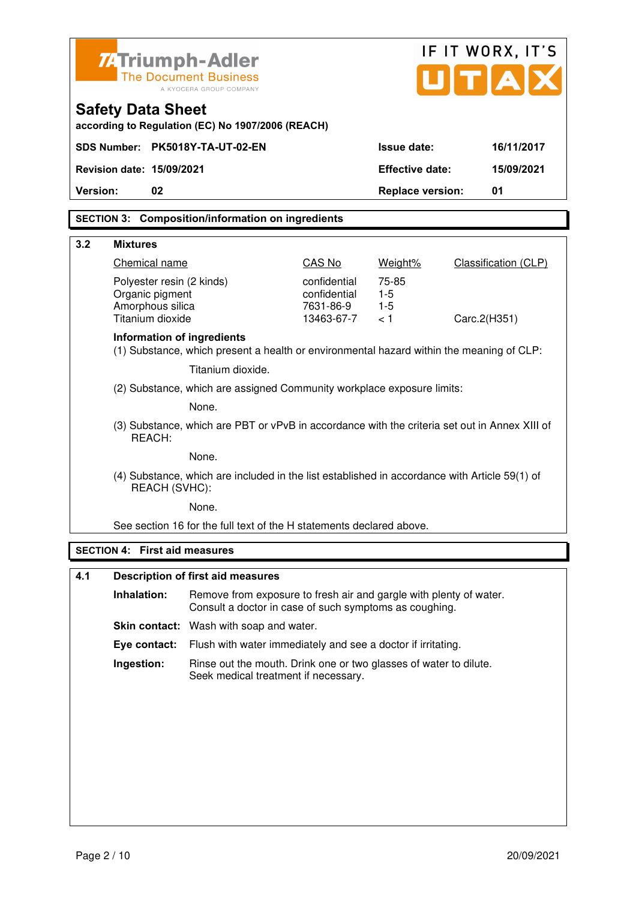**Triumph-Adler** The Document Business — A KYOCERA GROUP COMPANY

IF IT WORX, IT'S UTAX

# Safety Data Sheet

**according to Regulation (EC) No 1907/2006 (REACH)**

| | | | |
|---|---|---|---|
| **SDS Number:** | **PK5018Y-TA-UT-02-EN** | **Issue date:** | **16/11/2017** |
| **Revision date:** | **15/09/2021** | **Effective date:** | **15/09/2021** |
| **Version:** | **02** | **Replace version:** | **01** |

## SECTION 3: Composition/information on ingredients

### 3.2 Mixtures

| Chemical name | CAS No | Weight% | Classification (CLP) |
|---|---|---|---|
| Polyester resin (2 kinds) | confidential | 75-85 | |
| Organic pigment | confidential | 1-5 | |
| Amorphous silica | 7631-86-9 | 1-5 | |
| Titanium dioxide | 13463-67-7 | < 1 | Carc.2(H351) |

**Information of ingredients**

(1) Substance, which present a health or environmental hazard within the meaning of CLP:

Titanium dioxide.

(2) Substance, which are assigned Community workplace exposure limits:

None.

(3) Substance, which are PBT or vPvB in accordance with the criteria set out in Annex XIII of REACH:

None.

(4) Substance, which are included in the list established in accordance with Article 59(1) of REACH (SVHC):

None.

See section 16 for the full text of the H statements declared above.

## SECTION 4: First aid measures

### 4.1 Description of first aid measures

**Inhalation:** Remove from exposure to fresh air and gargle with plenty of water. Consult a doctor in case of such symptoms as coughing.

**Skin contact:** Wash with soap and water.

**Eye contact:** Flush with water immediately and see a doctor if irritating.

**Ingestion:** Rinse out the mouth. Drink one or two glasses of water to dilute. Seek medical treatment if necessary.

20/09/2021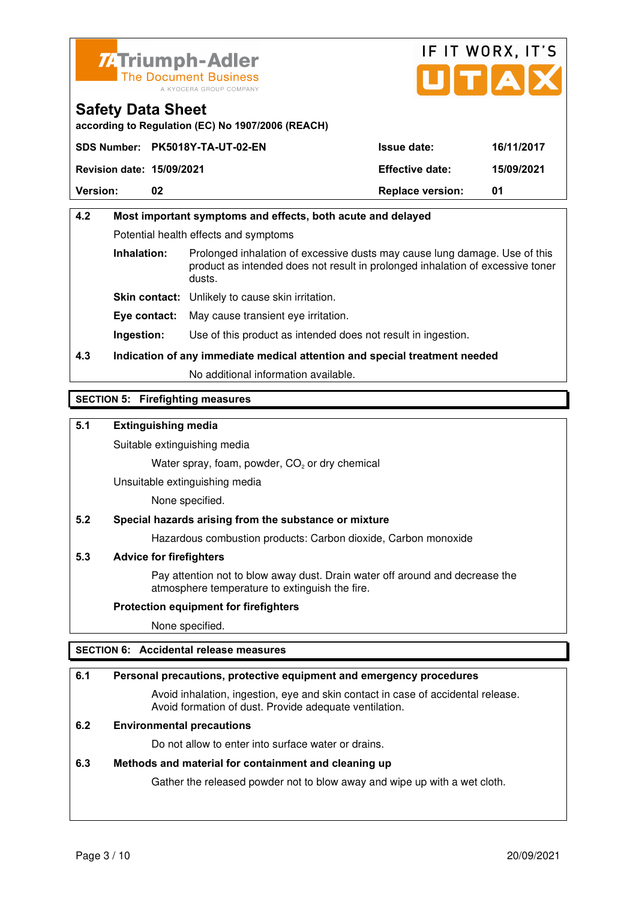**Safety Data Sheet**

**according to Regulation (EC) No 1907/2006 (REACH)**

| | | | |
|---|---|---|---|
| **SDS Number:** | **PK5018Y-TA-UT-02-EN** | **Issue date:** | **16/11/2017** |
| **Revision date:** | **15/09/2021** | **Effective date:** | **15/09/2021** |
| **Version:** | **02** | **Replace version:** | **01** |

**4.2 Most important symptoms and effects, both acute and delayed**

Potential health effects and symptoms

**Inhalation:** Prolonged inhalation of excessive dusts may cause lung damage. Use of this product as intended does not result in prolonged inhalation of excessive toner dusts.

**Skin contact:** Unlikely to cause skin irritation.

**Eye contact:** May cause transient eye irritation.

**Ingestion:** Use of this product as intended does not result in ingestion.

**4.3 Indication of any immediate medical attention and special treatment needed**

No additional information available.

## SECTION 5: Firefighting measures

**5.1 Extinguishing media**

Suitable extinguishing media

Water spray, foam, powder, $CO_2$ or dry chemical

Unsuitable extinguishing media

None specified.

**5.2 Special hazards arising from the substance or mixture**

Hazardous combustion products: Carbon dioxide, Carbon monoxide

**5.3 Advice for firefighters**

Pay attention not to blow away dust. Drain water off around and decrease the atmosphere temperature to extinguish the fire.

**Protection equipment for firefighters**

None specified.

## SECTION 6: Accidental release measures

**6.1 Personal precautions, protective equipment and emergency procedures**

Avoid inhalation, ingestion, eye and skin contact in case of accidental release. Avoid formation of dust. Provide adequate ventilation.

**6.2 Environmental precautions**

Do not allow to enter into surface water or drains.

**6.3 Methods and material for containment and cleaning up**

Gather the released powder not to blow away and wipe up with a wet cloth.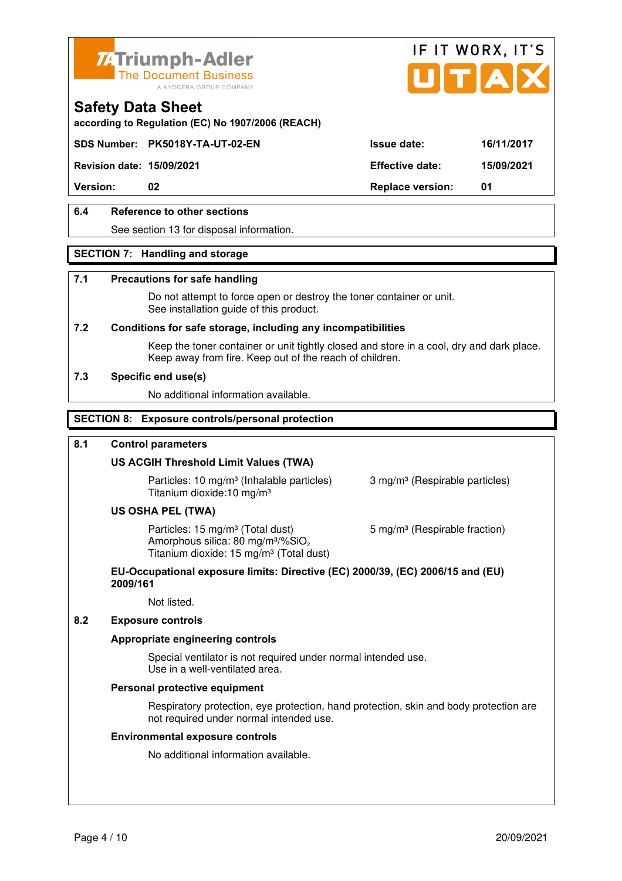Triumph-Adler
The Document Business
A KYOCERA GROUP COMPANY

IF IT WORX, IT'S UTAX

# Safety Data Sheet

**according to Regulation (EC) No 1907/2006 (REACH)**

| | | | |
|---|---|---|---|
| **SDS Number:** | **PK5018Y-TA-UT-02-EN** | **Issue date:** | **16/11/2017** |
| **Revision date:** | **15/09/2021** | **Effective date:** | **15/09/2021** |
| **Version:** | **02** | **Replace version:** | **01** |

### 6.4 Reference to other sections

See section 13 for disposal information.

## SECTION 7: Handling and storage

### 7.1 Precautions for safe handling

Do not attempt to force open or destroy the toner container or unit.
See installation guide of this product.

### 7.2 Conditions for safe storage, including any incompatibilities

Keep the toner container or unit tightly closed and store in a cool, dry and dark place.
Keep away from fire. Keep out of the reach of children.

### 7.3 Specific end use(s)

No additional information available.

## SECTION 8: Exposure controls/personal protection

### 8.1 Control parameters

**US ACGIH Threshold Limit Values (TWA)**

Particles: 10 mg/m³ (Inhalable particles) 3 mg/m³ (Respirable particles)
Titanium dioxide:10 mg/m³

**US OSHA PEL (TWA)**

Particles: 15 mg/m³ (Total dust) 5 mg/m³ (Respirable fraction)
Amorphous silica: 80 mg/m³/%$SiO_2$
Titanium dioxide: 15 mg/m³ (Total dust)

**EU-Occupational exposure limits: Directive (EC) 2000/39, (EC) 2006/15 and (EU) 2009/161**

Not listed.

### 8.2 Exposure controls

**Appropriate engineering controls**

Special ventilator is not required under normal intended use.
Use in a well-ventilated area.

**Personal protective equipment**

Respiratory protection, eye protection, hand protection, skin and body protection are not required under normal intended use.

**Environmental exposure controls**

No additional information available.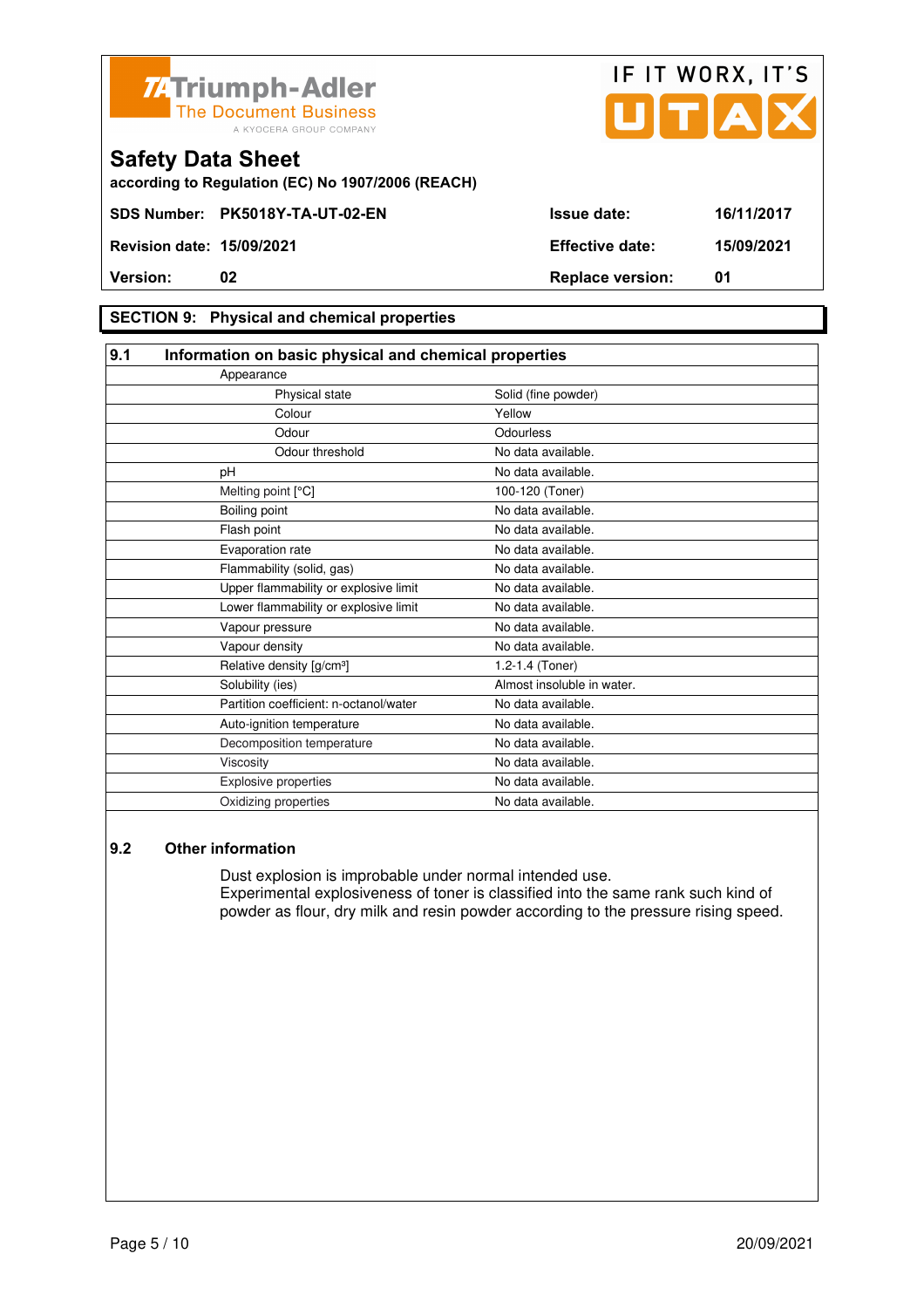## SECTION 9: Physical and chemical properties

### 9.1 Information on basic physical and chemical properties

| | |
|---|---|
| Appearance | |
| Physical state | Solid (fine powder) |
| Colour | Yellow |
| Odour | Odourless |
| Odour threshold | No data available. |
| pH | No data available. |
| Melting point [°C] | 100-120 (Toner) |
| Boiling point | No data available. |
| Flash point | No data available. |
| Evaporation rate | No data available. |
| Flammability (solid, gas) | No data available. |
| Upper flammability or explosive limit | No data available. |
| Lower flammability or explosive limit | No data available. |
| Vapour pressure | No data available. |
| Vapour density | No data available. |
| Relative density [g/cm³] | 1.2-1.4 (Toner) |
| Solubility (ies) | Almost insoluble in water. |
| Partition coefficient: n-octanol/water | No data available. |
| Auto-ignition temperature | No data available. |
| Decomposition temperature | No data available. |
| Viscosity | No data available. |
| Explosive properties | No data available. |
| Oxidizing properties | No data available. |

### 9.2 Other information

Dust explosion is improbable under normal intended use.
Experimental explosiveness of toner is classified into the same rank such kind of powder as flour, dry milk and resin powder according to the pressure rising speed.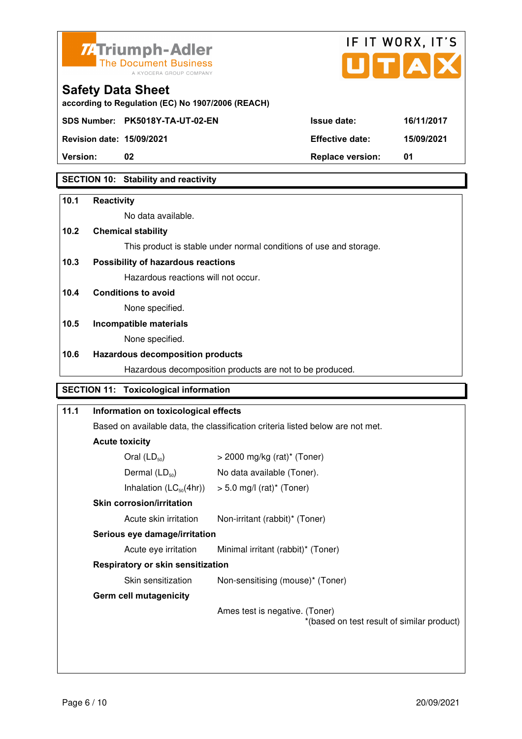# Safety Data Sheet

according to Regulation (EC) No 1907/2006 (REACH)

| | | | |
|---|---|---|---|
| **SDS Number:** | **PK5018Y-TA-UT-02-EN** | **Issue date:** | **16/11/2017** |
| **Revision date:** | **15/09/2021** | **Effective date:** | **15/09/2021** |
| **Version:** | **02** | **Replace version:** | **01** |

## SECTION 10: Stability and reactivity

### 10.1 Reactivity

No data available.

### 10.2 Chemical stability

This product is stable under normal conditions of use and storage.

### 10.3 Possibility of hazardous reactions

Hazardous reactions will not occur.

### 10.4 Conditions to avoid

None specified.

### 10.5 Incompatible materials

None specified.

### 10.6 Hazardous decomposition products

Hazardous decomposition products are not to be produced.

## SECTION 11: Toxicological information

### 11.1 Information on toxicological effects

Based on available data, the classification criteria listed below are not met.

**Acute toxicity**

| | |
|---|---|
| Oral ($LD_{50}$) | > 2000 mg/kg (rat)* (Toner) |
| Dermal ($LD_{50}$) | No data available (Toner). |
| Inhalation ($LC_{50}$(4hr)) | > 5.0 mg/l (rat)* (Toner) |

**Skin corrosion/irritation**

| | |
|---|---|
| Acute skin irritation | Non-irritant (rabbit)* (Toner) |

**Serious eye damage/irritation**

| | |
|---|---|
| Acute eye irritation | Minimal irritant (rabbit)* (Toner) |

**Respiratory or skin sensitization**

| | |
|---|---|
| Skin sensitization | Non-sensitising (mouse)* (Toner) |

**Germ cell mutagenicity**

Ames test is negative. (Toner)

*(based on test result of similar product)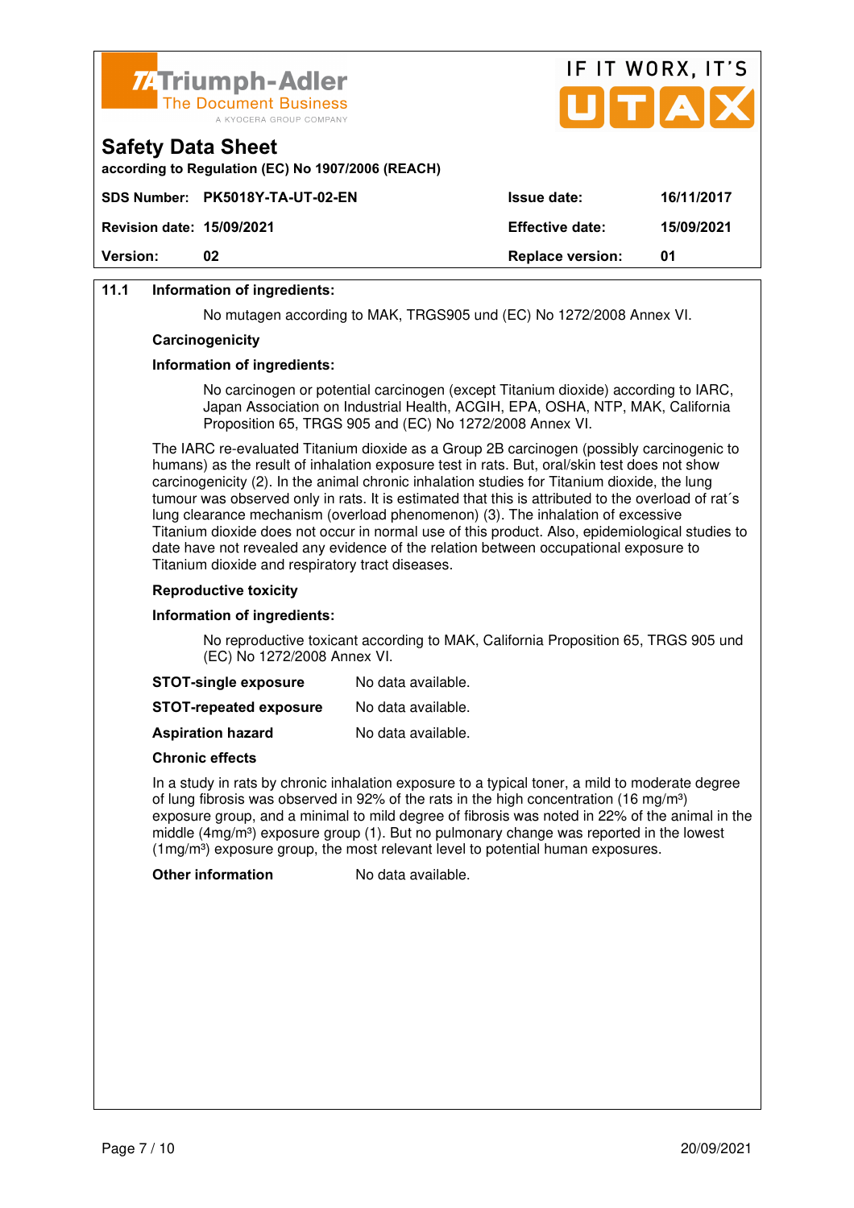| | | | |
|---|---|---|---|
| SDS Number: | PK5018Y-TA-UT-02-EN | Issue date: | 16/11/2017 |
| Revision date: | 15/09/2021 | Effective date: | 15/09/2021 |
| Version: | 02 | Replace version: | 01 |

**11.1 Information of ingredients:**

No mutagen according to MAK, TRGS905 und (EC) No 1272/2008 Annex VI.

**Carcinogenicity**

**Information of ingredients:**

No carcinogen or potential carcinogen (except Titanium dioxide) according to IARC, Japan Association on Industrial Health, ACGIH, EPA, OSHA, NTP, MAK, California Proposition 65, TRGS 905 and (EC) No 1272/2008 Annex VI.

The IARC re-evaluated Titanium dioxide as a Group 2B carcinogen (possibly carcinogenic to humans) as the result of inhalation exposure test in rats. But, oral/skin test does not show carcinogenicity (2). In the animal chronic inhalation studies for Titanium dioxide, the lung tumour was observed only in rats. It is estimated that this is attributed to the overload of rat´s lung clearance mechanism (overload phenomenon) (3). The inhalation of excessive Titanium dioxide does not occur in normal use of this product. Also, epidemiological studies to date have not revealed any evidence of the relation between occupational exposure to Titanium dioxide and respiratory tract diseases.

**Reproductive toxicity**

**Information of ingredients:**

No reproductive toxicant according to MAK, California Proposition 65, TRGS 905 und (EC) No 1272/2008 Annex VI.

**STOT-single exposure** No data available.

**STOT-repeated exposure** No data available.

**Aspiration hazard** No data available.

**Chronic effects**

In a study in rats by chronic inhalation exposure to a typical toner, a mild to moderate degree of lung fibrosis was observed in 92% of the rats in the high concentration (16 mg/m³) exposure group, and a minimal to mild degree of fibrosis was noted in 22% of the animal in the middle (4mg/m³) exposure group (1). But no pulmonary change was reported in the lowest (1mg/m³) exposure group, the most relevant level to potential human exposures.

**Other information** No data available.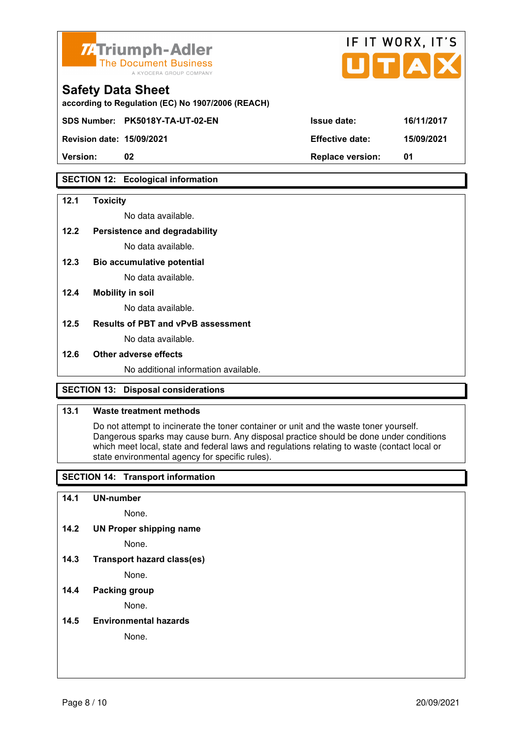Triumph-Adler
The Document Business
A KYOCERA GROUP COMPANY

IF IT WORX, IT'S UTAX

# Safety Data Sheet

according to Regulation (EC) No 1907/2006 (REACH)

| | | | |
|---|---|---|---|
| **SDS Number:** | **PK5018Y-TA-UT-02-EN** | **Issue date:** | **16/11/2017** |
| **Revision date:** | **15/09/2021** | **Effective date:** | **15/09/2021** |
| **Version:** | **02** | **Replace version:** | **01** |

## SECTION 12: Ecological information

**12.1 Toxicity**

No data available.

**12.2 Persistence and degradability**

No data available.

**12.3 Bio accumulative potential**

No data available.

**12.4 Mobility in soil**

No data available.

**12.5 Results of PBT and vPvB assessment**

No data available.

**12.6 Other adverse effects**

No additional information available.

## SECTION 13: Disposal considerations

**13.1 Waste treatment methods**

Do not attempt to incinerate the toner container or unit and the waste toner yourself. Dangerous sparks may cause burn. Any disposal practice should be done under conditions which meet local, state and federal laws and regulations relating to waste (contact local or state environmental agency for specific rules).

## SECTION 14: Transport information

**14.1 UN-number**

None.

**14.2 UN Proper shipping name**

None.

**14.3 Transport hazard class(es)**

None.

**14.4 Packing group**

None.

**14.5 Environmental hazards**

None.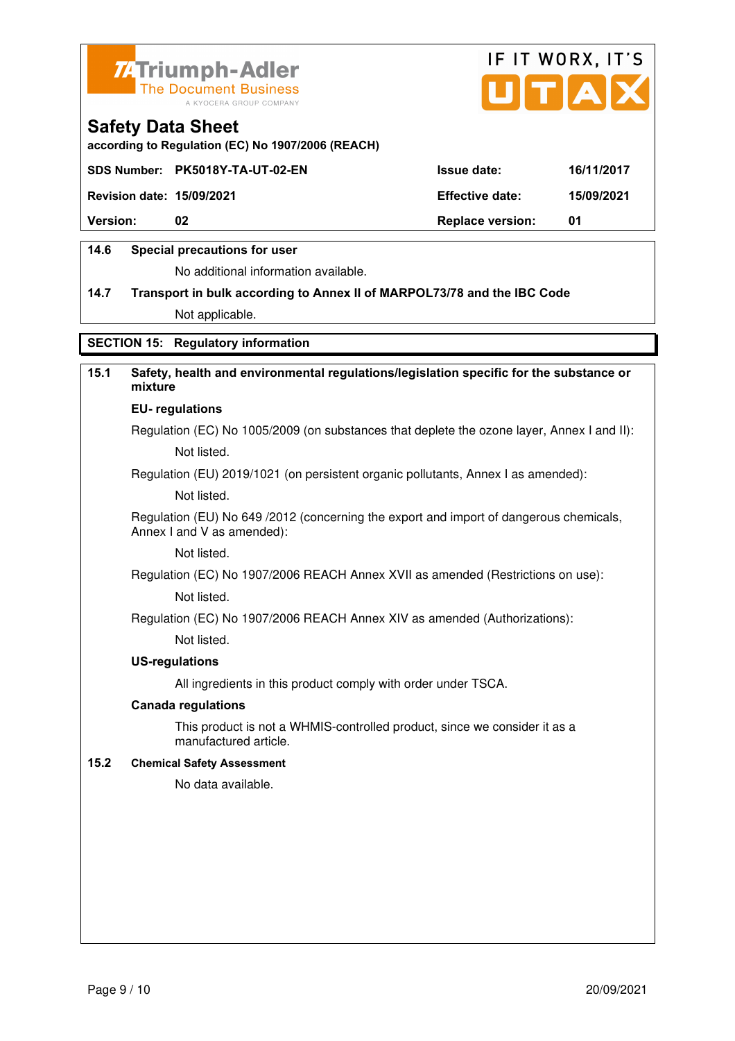**Safety Data Sheet**

according to Regulation (EC) No 1907/2006 (REACH)

| | | | |
|---|---|---|---|
| **SDS Number:** | **PK5018Y-TA-UT-02-EN** | **Issue date:** | **16/11/2017** |
| **Revision date:** | **15/09/2021** | **Effective date:** | **15/09/2021** |
| **Version:** | **02** | **Replace version:** | **01** |

**14.6 Special precautions for user**

No additional information available.

**14.7 Transport in bulk according to Annex II of MARPOL73/78 and the IBC Code**

Not applicable.

## SECTION 15: Regulatory information

**15.1 Safety, health and environmental regulations/legislation specific for the substance or mixture**

**EU- regulations**

Regulation (EC) No 1005/2009 (on substances that deplete the ozone layer, Annex I and II):

Not listed.

Regulation (EU) 2019/1021 (on persistent organic pollutants, Annex I as amended):

Not listed.

Regulation (EU) No 649 /2012 (concerning the export and import of dangerous chemicals, Annex I and V as amended):

Not listed.

Regulation (EC) No 1907/2006 REACH Annex XVII as amended (Restrictions on use):

Not listed.

Regulation (EC) No 1907/2006 REACH Annex XIV as amended (Authorizations):

Not listed.

**US-regulations**

All ingredients in this product comply with order under TSCA.

**Canada regulations**

This product is not a WHMIS-controlled product, since we consider it as a manufactured article.

**15.2 Chemical Safety Assessment**

No data available.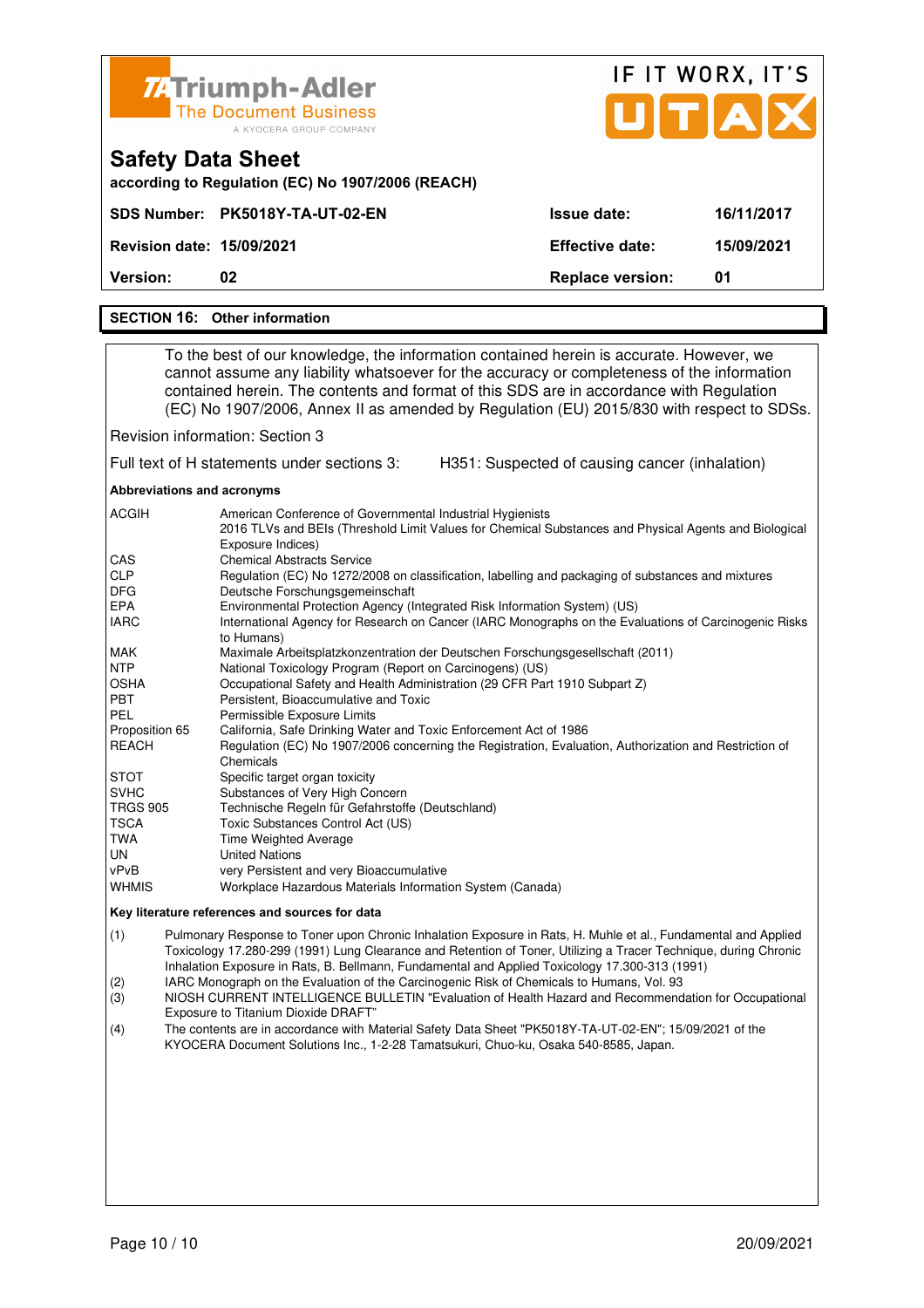## SECTION 16: Other information

To the best of our knowledge, the information contained herein is accurate. However, we cannot assume any liability whatsoever for the accuracy or completeness of the information contained herein. The contents and format of this SDS are in accordance with Regulation (EC) No 1907/2006, Annex II as amended by Regulation (EU) 2015/830 with respect to SDSs.

Revision information: Section 3

Full text of H statements under sections 3: H351: Suspected of causing cancer (inhalation)

**Abbreviations and acronyms**

| | |
|---|---|
| ACGIH | American Conference of Governmental Industrial Hygienists 2016 TLVs and BEIs (Threshold Limit Values for Chemical Substances and Physical Agents and Biological Exposure Indices) |
| CAS | Chemical Abstracts Service |
| CLP | Regulation (EC) No 1272/2008 on classification, labelling and packaging of substances and mixtures |
| DFG | Deutsche Forschungsgemeinschaft |
| EPA | Environmental Protection Agency (Integrated Risk Information System) (US) |
| IARC | International Agency for Research on Cancer (IARC Monographs on the Evaluations of Carcinogenic Risks to Humans) |
| MAK | Maximale Arbeitsplatzkonzentration der Deutschen Forschungsgesellschaft (2011) |
| NTP | National Toxicology Program (Report on Carcinogens) (US) |
| OSHA | Occupational Safety and Health Administration (29 CFR Part 1910 Subpart Z) |
| PBT | Persistent, Bioaccumulative and Toxic |
| PEL | Permissible Exposure Limits |
| Proposition 65 | California, Safe Drinking Water and Toxic Enforcement Act of 1986 |
| REACH | Regulation (EC) No 1907/2006 concerning the Registration, Evaluation, Authorization and Restriction of Chemicals |
| STOT | Specific target organ toxicity |
| SVHC | Substances of Very High Concern |
| TRGS 905 | Technische Regeln für Gefahrstoffe (Deutschland) |
| TSCA | Toxic Substances Control Act (US) |
| TWA | Time Weighted Average |
| UN | United Nations |
| vPvB | very Persistent and very Bioaccumulative |
| WHMIS | Workplace Hazardous Materials Information System (Canada) |

**Key literature references and sources for data**

(1) Pulmonary Response to Toner upon Chronic Inhalation Exposure in Rats, H. Muhle et al., Fundamental and Applied Toxicology 17.280-299 (1991) Lung Clearance and Retention of Toner, Utilizing a Tracer Technique, during Chronic Inhalation Exposure in Rats, B. Bellmann, Fundamental and Applied Toxicology 17.300-313 (1991)

(2) IARC Monograph on the Evaluation of the Carcinogenic Risk of Chemicals to Humans, Vol. 93

(3) NIOSH CURRENT INTELLIGENCE BULLETIN "Evaluation of Health Hazard and Recommendation for Occupational Exposure to Titanium Dioxide DRAFT"

(4) The contents are in accordance with Material Safety Data Sheet "PK5018Y-TA-UT-02-EN"; 15/09/2021 of the KYOCERA Document Solutions Inc., 1-2-28 Tamatsukuri, Chuo-ku, Osaka 540-8585, Japan.